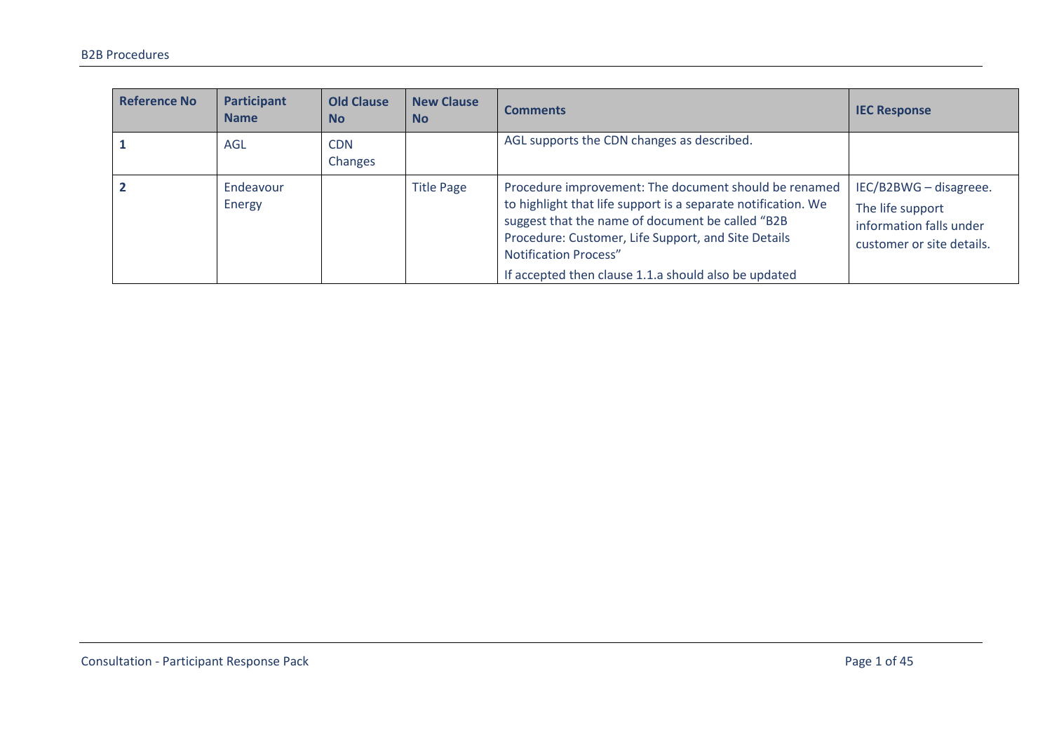| Reference No | Participant Name | Old Clause No | New Clause No | Comments | IEC Response |
|---|---|---|---|---|---|
| **1** | AGL | CDN Changes | | AGL supports the CDN changes as described. | |
| **2** | Endeavour Energy | | Title Page | Procedure improvement: The document should be renamed to highlight that life support is a separate notification. We suggest that the name of document be called "B2B Procedure: Customer, Life Support, and Site Details Notification Process"<br>If accepted then clause 1.1.a should also be updated | IEC/B2BWG – disagreee.<br>The life support information falls under customer or site details. |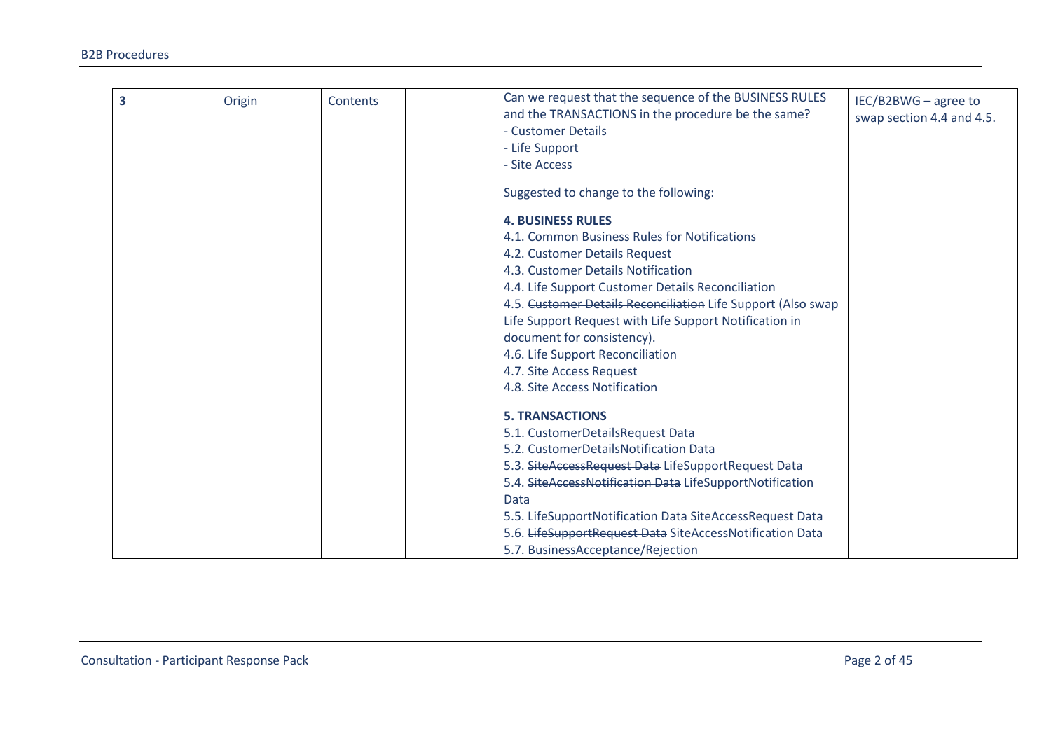| 3 | Origin | Contents | | Can we request that the sequence of the BUSINESS RULES and the TRANSACTIONS in the procedure be the same?<br>- Customer Details<br>- Life Support<br>- Site Access<br><br>Suggested to change to the following:<br><br>**4. BUSINESS RULES**<br>4.1. Common Business Rules for Notifications<br>4.2. Customer Details Request<br>4.3. Customer Details Notification<br>4.4. ~~Life Support~~ Customer Details Reconciliation<br>4.5. ~~Customer Details Reconciliation~~ Life Support (Also swap Life Support Request with Life Support Notification in document for consistency).<br>4.6. Life Support Reconciliation<br>4.7. Site Access Request<br>4.8. Site Access Notification<br><br>**5. TRANSACTIONS**<br>5.1. CustomerDetailsRequest Data<br>5.2. CustomerDetailsNotification Data<br>5.3. ~~SiteAccessRequest Data~~ LifeSupportRequest Data<br>5.4. ~~SiteAccessNotification Data~~ LifeSupportNotification Data<br>5.5. ~~LifeSupportNotification Data~~ SiteAccessRequest Data<br>5.6. ~~LifeSupportRequest Data~~ SiteAccessNotification Data<br>5.7. BusinessAcceptance/Rejection | IEC/B2BWG – agree to swap section 4.4 and 4.5. |
|---|---|---|---|---|---|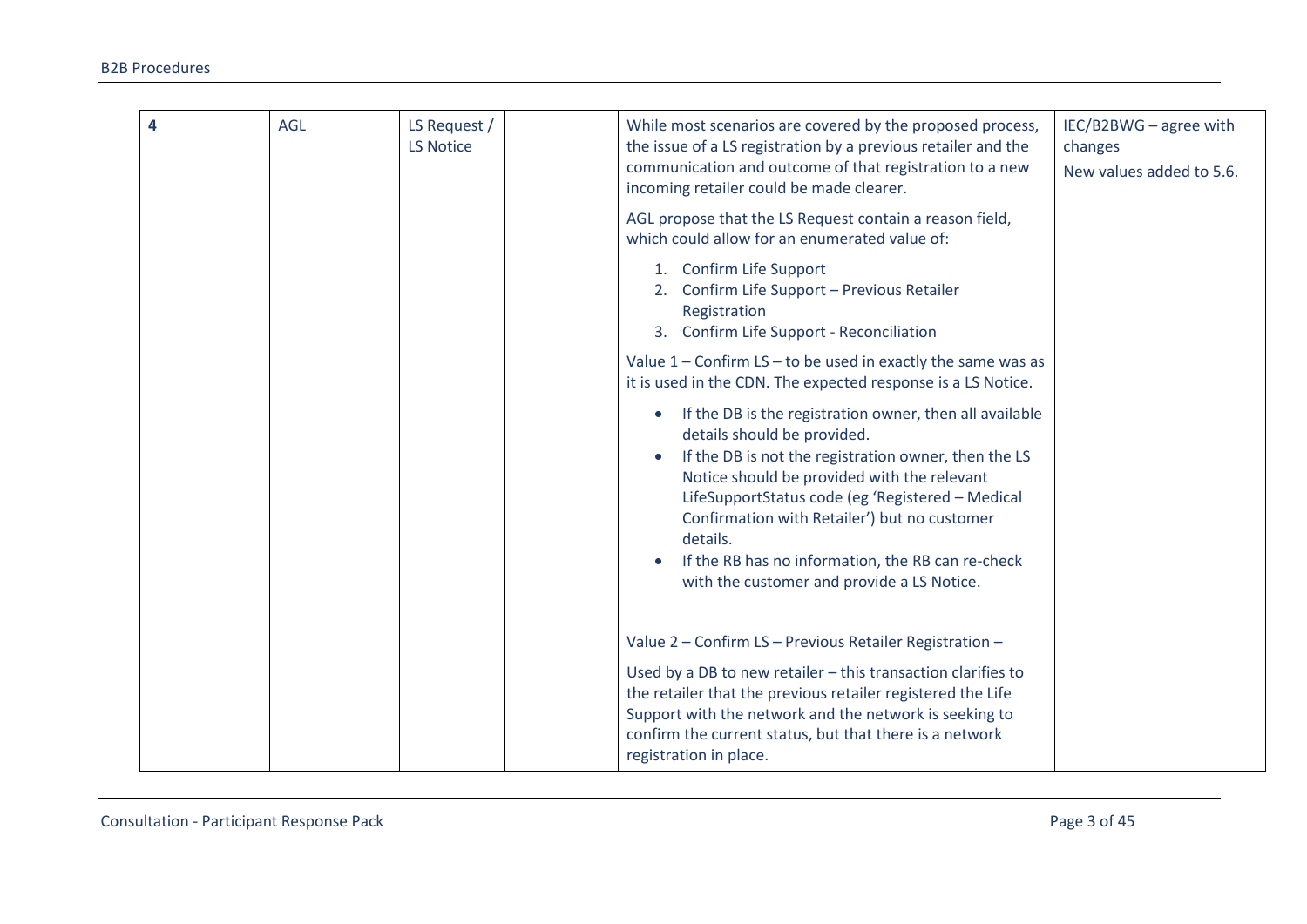| | | | | | |
|---|---|---|---|---|---|
| 4 | AGL | LS Request / LS Notice | | While most scenarios are covered by the proposed process, the issue of a LS registration by a previous retailer and the communication and outcome of that registration to a new incoming retailer could be made clearer.<br><br>AGL propose that the LS Request contain a reason field, which could allow for an enumerated value of:<br><br>1. Confirm Life Support<br>2. Confirm Life Support – Previous Retailer Registration<br>3. Confirm Life Support - Reconciliation<br><br>Value 1 – Confirm LS – to be used in exactly the same was as it is used in the CDN. The expected response is a LS Notice.<br><br>• If the DB is the registration owner, then all available details should be provided.<br>• If the DB is not the registration owner, then the LS Notice should be provided with the relevant LifeSupportStatus code (eg 'Registered – Medical Confirmation with Retailer') but no customer details.<br>• If the RB has no information, the RB can re-check with the customer and provide a LS Notice.<br><br>Value 2 – Confirm LS – Previous Retailer Registration –<br><br>Used by a DB to new retailer – this transaction clarifies to the retailer that the previous retailer registered the Life Support with the network and the network is seeking to confirm the current status, but that there is a network registration in place. | IEC/B2BWG – agree with changes<br><br>New values added to 5.6. |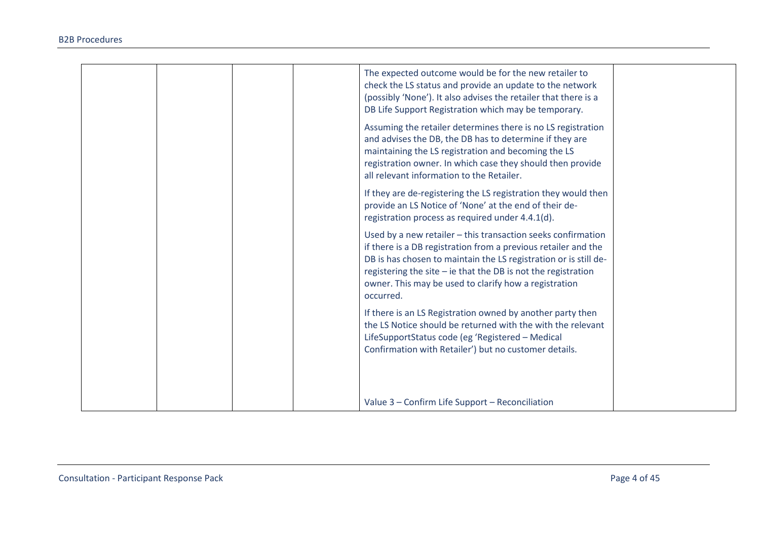| | | | | | |
|---|---|---|---|---|---|
| | | | | The expected outcome would be for the new retailer to check the LS status and provide an update to the network (possibly 'None'). It also advises the retailer that there is a DB Life Support Registration which may be temporary.<br><br>Assuming the retailer determines there is no LS registration and advises the DB, the DB has to determine if they are maintaining the LS registration and becoming the LS registration owner. In which case they should then provide all relevant information to the Retailer.<br><br>If they are de-registering the LS registration they would then provide an LS Notice of 'None' at the end of their de-registration process as required under 4.4.1(d).<br><br>Used by a new retailer – this transaction seeks confirmation if there is a DB registration from a previous retailer and the DB is has chosen to maintain the LS registration or is still de-registering the site – ie that the DB is not the registration owner. This may be used to clarify how a registration occurred.<br><br>If there is an LS Registration owned by another party then the LS Notice should be returned with the with the relevant LifeSupportStatus code (eg 'Registered – Medical Confirmation with Retailer') but no customer details.<br><br>Value 3 – Confirm Life Support – Reconciliation | |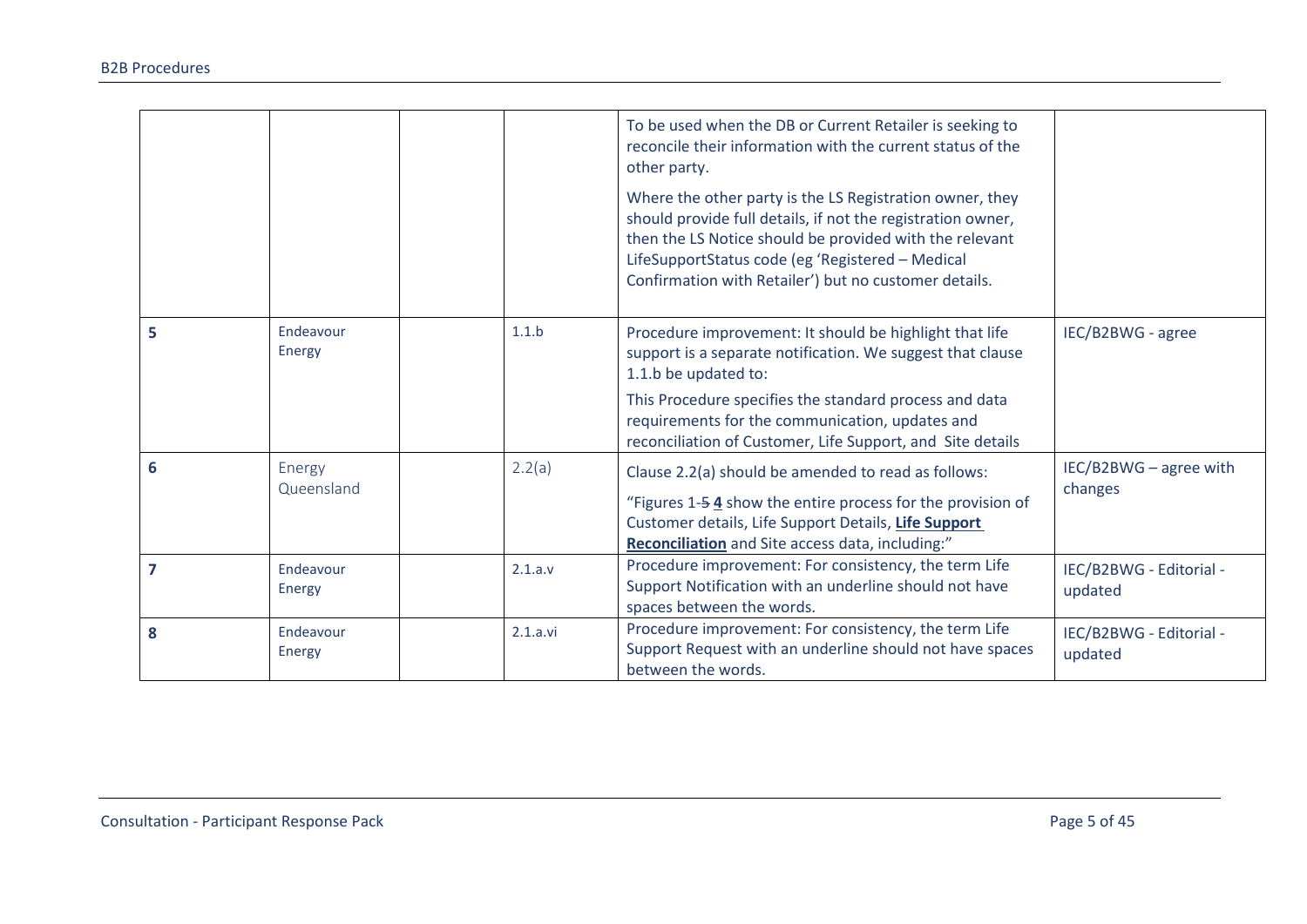| | | | | | |
|---|---|---|---|---|---|
| | | | | To be used when the DB or Current Retailer is seeking to reconcile their information with the current status of the other party.<br><br>Where the other party is the LS Registration owner, they should provide full details, if not the registration owner, then the LS Notice should be provided with the relevant LifeSupportStatus code (eg 'Registered – Medical Confirmation with Retailer') but no customer details. | |
| **5** | Endeavour Energy | | 1.1.b | Procedure improvement: It should be highlight that life support is a separate notification. We suggest that clause 1.1.b be updated to:<br><br>This Procedure specifies the standard process and data requirements for the communication, updates and reconciliation of Customer, Life Support, and Site details | IEC/B2BWG - agree |
| **6** | Energy Queensland | | 2.2(a) | Clause 2.2(a) should be amended to read as follows:<br><br>"Figures 1-~~5~~ **4** show the entire process for the provision of Customer details, Life Support Details, **Life Support Reconciliation** and Site access data, including:" | IEC/B2BWG – agree with changes |
| **7** | Endeavour Energy | | 2.1.a.v | Procedure improvement: For consistency, the term Life Support Notification with an underline should not have spaces between the words. | IEC/B2BWG - Editorial - updated |
| **8** | Endeavour Energy | | 2.1.a.vi | Procedure improvement: For consistency, the term Life Support Request with an underline should not have spaces between the words. | IEC/B2BWG - Editorial - updated |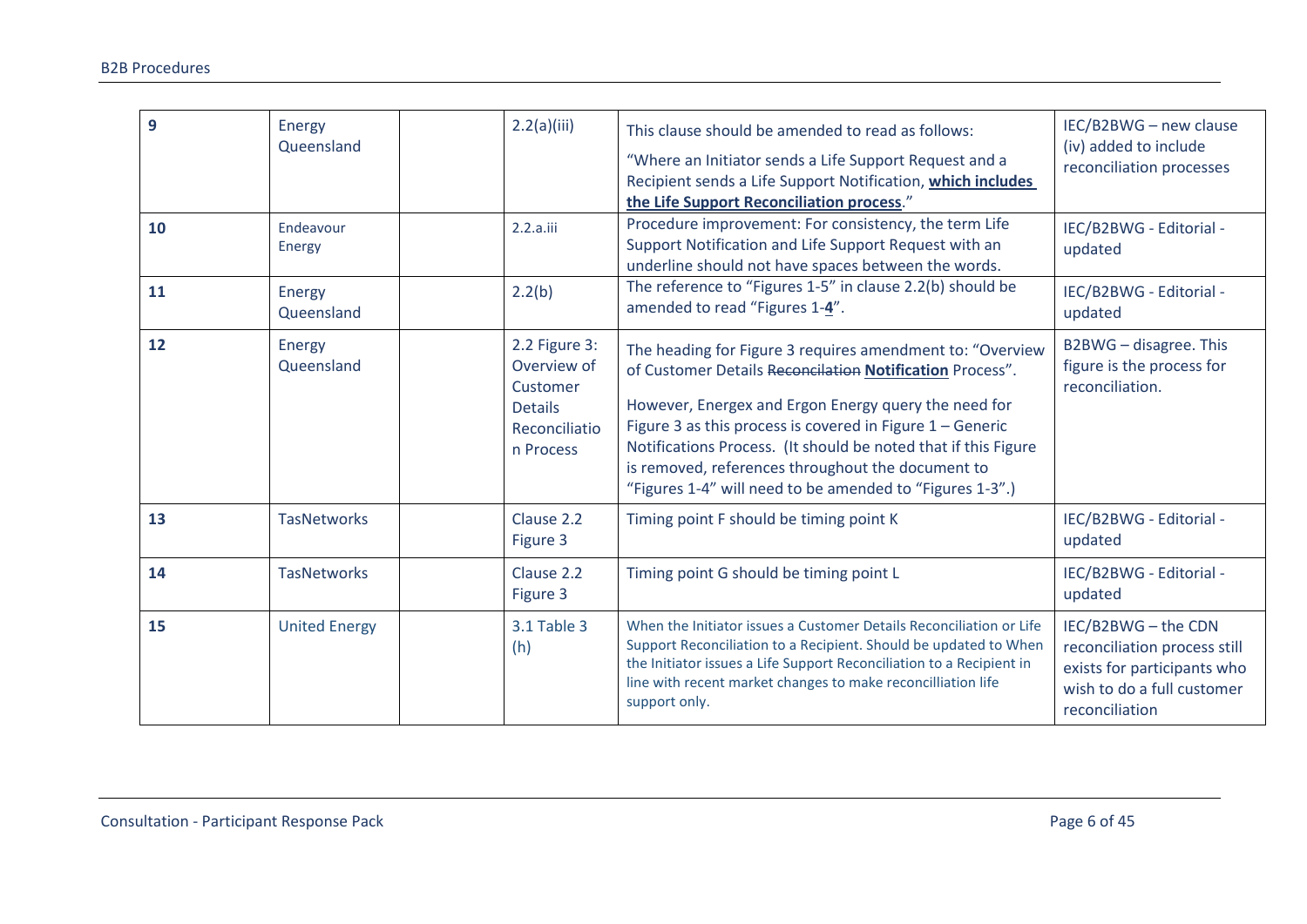| **9** | Energy Queensland | | 2.2(a)(iii) | This clause should be amended to read as follows:<br><br>"Where an Initiator sends a Life Support Request and a Recipient sends a Life Support Notification, **<u>which includes the Life Support Reconciliation process</u>**." | IEC/B2BWG – new clause (iv) added to include reconciliation processes |
|---|---|---|---|---|---|
| **10** | Endeavour Energy | | 2.2.a.iii | Procedure improvement: For consistency, the term Life Support Notification and Life Support Request with an underline should not have spaces between the words. | IEC/B2BWG - Editorial - updated |
| **11** | Energy Queensland | | 2.2(b) | The reference to "Figures 1-5" in clause 2.2(b) should be amended to read "Figures 1-**<u>4</u>**". | IEC/B2BWG - Editorial - updated |
| **12** | Energy Queensland | | 2.2 Figure 3: Overview of Customer Details Reconciliation Process | The heading for Figure 3 requires amendment to: "Overview of Customer Details ~~Reconcilation~~ **<u>Notification</u>** Process".<br><br>However, Energex and Ergon Energy query the need for Figure 3 as this process is covered in Figure 1 – Generic Notifications Process. (It should be noted that if this Figure is removed, references throughout the document to "Figures 1-4" will need to be amended to "Figures 1-3".) | B2BWG – disagree. This figure is the process for reconciliation. |
| **13** | TasNetworks | | Clause 2.2 Figure 3 | Timing point F should be timing point K | IEC/B2BWG - Editorial - updated |
| **14** | TasNetworks | | Clause 2.2 Figure 3 | Timing point G should be timing point L | IEC/B2BWG - Editorial - updated |
| **15** | United Energy | | 3.1 Table 3 (h) | When the Initiator issues a Customer Details Reconciliation or Life Support Reconciliation to a Recipient. Should be updated to When the Initiator issues a Life Support Reconciliation to a Recipient in line with recent market changes to make reconcilliation life support only. | IEC/B2BWG – the CDN reconciliation process still exists for participants who wish to do a full customer reconciliation |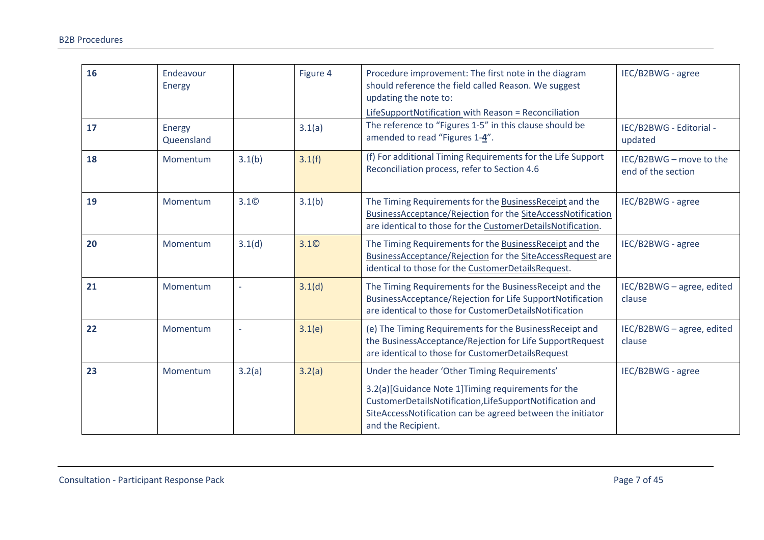| 16 | Endeavour Energy | | Figure 4 | Procedure improvement: The first note in the diagram should reference the field called Reason. We suggest updating the note to: <u>LifeSupportNotification</u> with Reason = Reconciliation | IEC/B2BWG - agree |
|---|---|---|---|---|---|
| 17 | Energy Queensland | | 3.1(a) | The reference to "Figures 1-5" in this clause should be amended to read "Figures 1-**4**". | IEC/B2BWG - Editorial - updated |
| 18 | Momentum | 3.1(b) | 3.1(f) | (f) For additional Timing Requirements for the Life Support Reconciliation process, refer to Section 4.6 | IEC/B2BWG – move to the end of the section |
| 19 | Momentum | 3.1© | 3.1(b) | The Timing Requirements for the <u>BusinessReceipt</u> and the <u>BusinessAcceptance/Rejection</u> for the <u>SiteAccessNotification</u> are identical to those for the <u>CustomerDetailsNotification</u>. | IEC/B2BWG - agree |
| 20 | Momentum | 3.1(d) | 3.1© | The Timing Requirements for the <u>BusinessReceipt</u> and the <u>BusinessAcceptance/Rejection</u> for the <u>SiteAccessRequest</u> are identical to those for the <u>CustomerDetailsRequest</u>. | IEC/B2BWG - agree |
| 21 | Momentum | - | 3.1(d) | The Timing Requirements for the BusinessReceipt and the BusinessAcceptance/Rejection for Life SupportNotification are identical to those for CustomerDetailsNotification | IEC/B2BWG – agree, edited clause |
| 22 | Momentum | - | 3.1(e) | (e) The Timing Requirements for the BusinessReceipt and the BusinessAcceptance/Rejection for Life SupportRequest are identical to those for CustomerDetailsRequest | IEC/B2BWG – agree, edited clause |
| 23 | Momentum | 3.2(a) | 3.2(a) | Under the header 'Other Timing Requirements' 3.2(a)[Guidance Note 1]Timing requirements for the CustomerDetailsNotification,LifeSupportNotification and SiteAccessNotification can be agreed between the initiator and the Recipient. | IEC/B2BWG - agree |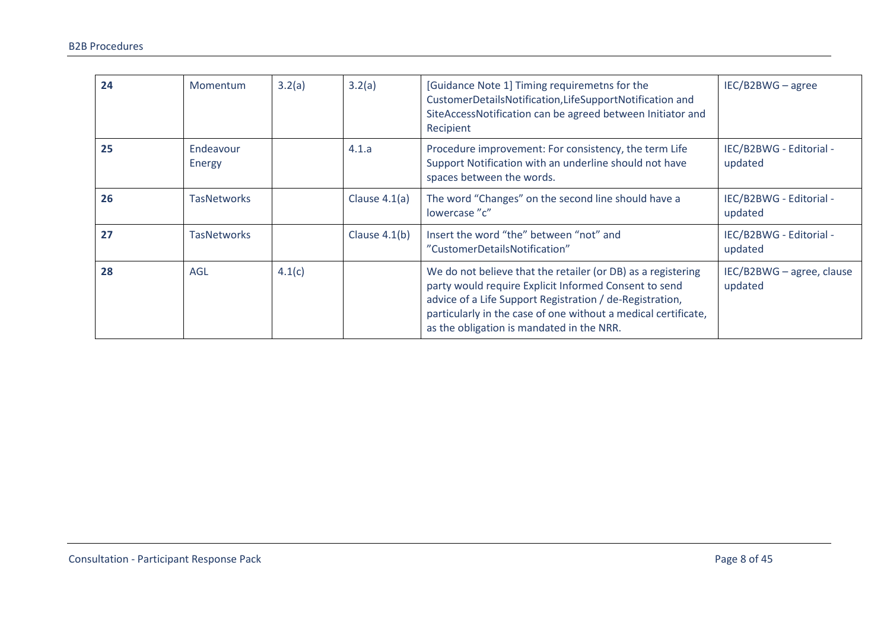| **24** | Momentum | 3.2(a) | 3.2(a) | [Guidance Note 1] Timing requiremetns for the CustomerDetailsNotification,LifeSupportNotification and SiteAccessNotification can be agreed between Initiator and Recipient | IEC/B2BWG – agree |
|---|---|---|---|---|---|
| **25** | Endeavour Energy | | 4.1.a | Procedure improvement: For consistency, the term Life Support Notification with an underline should not have spaces between the words. | IEC/B2BWG - Editorial - updated |
| **26** | TasNetworks | | Clause 4.1(a) | The word “Changes” on the second line should have a lowercase ”c” | IEC/B2BWG - Editorial - updated |
| **27** | TasNetworks | | Clause 4.1(b) | Insert the word “the” between “not” and ”CustomerDetailsNotification” | IEC/B2BWG - Editorial - updated |
| **28** | AGL | 4.1(c) | | We do not believe that the retailer (or DB) as a registering party would require Explicit Informed Consent to send advice of a Life Support Registration / de-Registration, particularly in the case of one without a medical certificate, as the obligation is mandated in the NRR. | IEC/B2BWG – agree, clause updated |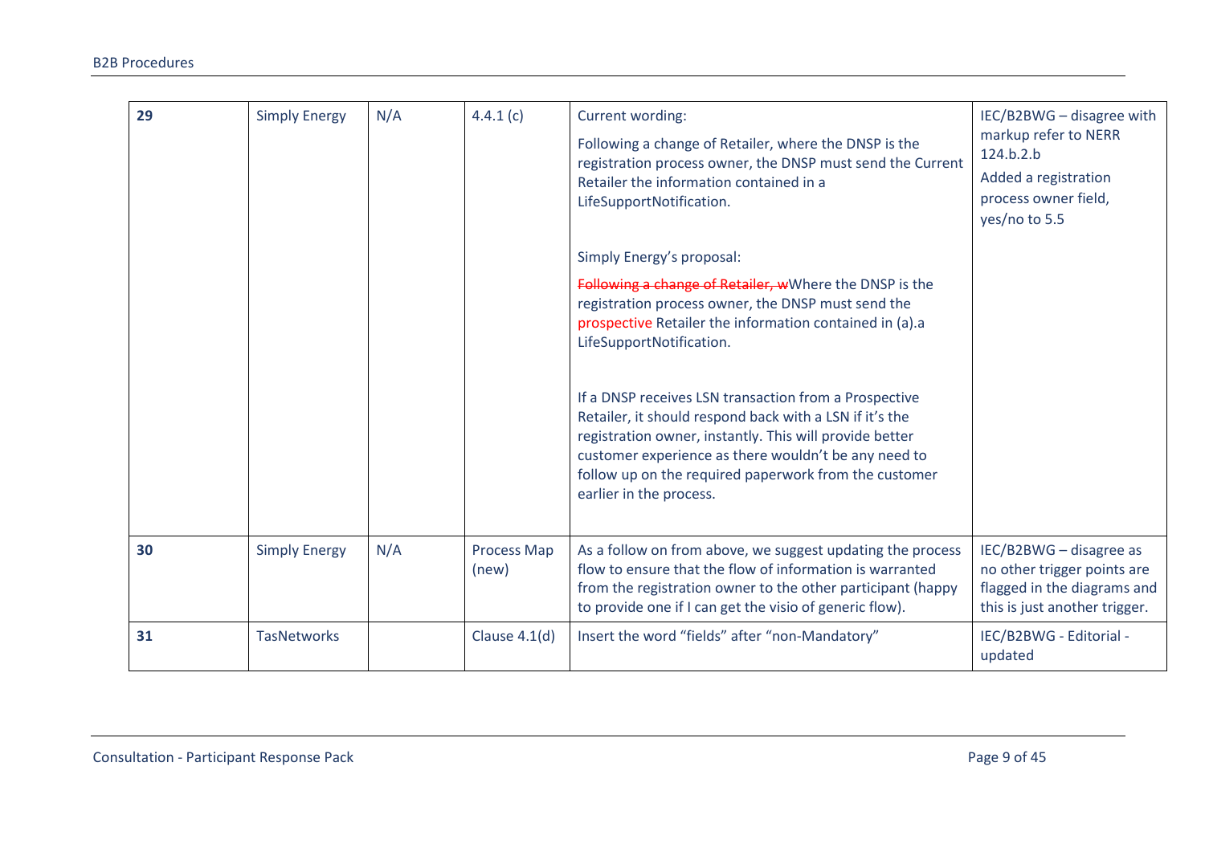| 29 | Simply Energy | N/A | 4.4.1 (c) | Current wording:<br><br>Following a change of Retailer, where the DNSP is the registration process owner, the DNSP must send the Current Retailer the information contained in a LifeSupportNotification.<br><br>Simply Energy's proposal:<br><br>~~Following a change of Retailer, w~~Where the DNSP is the registration process owner, the DNSP must send the prospective Retailer the information contained in (a).a LifeSupportNotification.<br><br>If a DNSP receives LSN transaction from a Prospective Retailer, it should respond back with a LSN if it's the registration owner, instantly. This will provide better customer experience as there wouldn't be any need to follow up on the required paperwork from the customer earlier in the process. | IEC/B2BWG – disagree with markup refer to NERR 124.b.2.b<br>Added a registration process owner field, yes/no to 5.5 |
|---|---|---|---|---|---|
| 30 | Simply Energy | N/A | Process Map (new) | As a follow on from above, we suggest updating the process flow to ensure that the flow of information is warranted from the registration owner to the other participant (happy to provide one if I can get the visio of generic flow). | IEC/B2BWG – disagree as no other trigger points are flagged in the diagrams and this is just another trigger. |
| 31 | TasNetworks | | Clause 4.1(d) | Insert the word "fields" after "non-Mandatory" | IEC/B2BWG - Editorial - updated |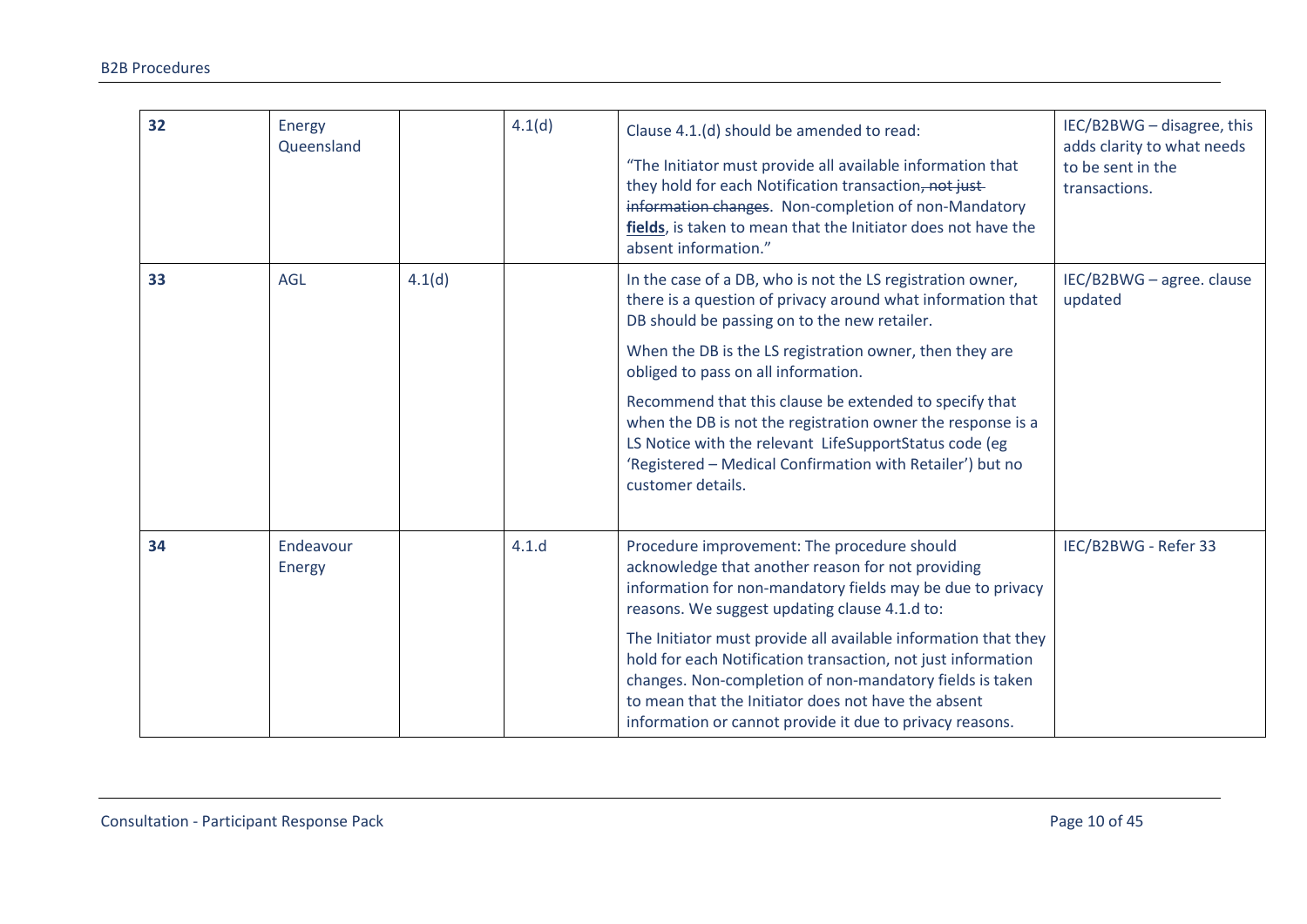| 32 | Energy Queensland | | 4.1(d) | Clause 4.1.(d) should be amended to read:<br><br>"The Initiator must provide all available information that they hold for each Notification transaction~~, not just information changes~~. Non-completion of non-Mandatory **fields**, is taken to mean that the Initiator does not have the absent information." | IEC/B2BWG – disagree, this adds clarity to what needs to be sent in the transactions. |
|---|---|---|---|---|---|
| 33 | AGL | 4.1(d) | | In the case of a DB, who is not the LS registration owner, there is a question of privacy around what information that DB should be passing on to the new retailer.<br><br>When the DB is the LS registration owner, then they are obliged to pass on all information.<br><br>Recommend that this clause be extended to specify that when the DB is not the registration owner the response is a LS Notice with the relevant LifeSupportStatus code (eg 'Registered – Medical Confirmation with Retailer') but no customer details. | IEC/B2BWG – agree. clause updated |
| 34 | Endeavour Energy | | 4.1.d | Procedure improvement: The procedure should acknowledge that another reason for not providing information for non-mandatory fields may be due to privacy reasons. We suggest updating clause 4.1.d to:<br><br>The Initiator must provide all available information that they hold for each Notification transaction, not just information changes. Non-completion of non-mandatory fields is taken to mean that the Initiator does not have the absent information or cannot provide it due to privacy reasons. | IEC/B2BWG - Refer 33 |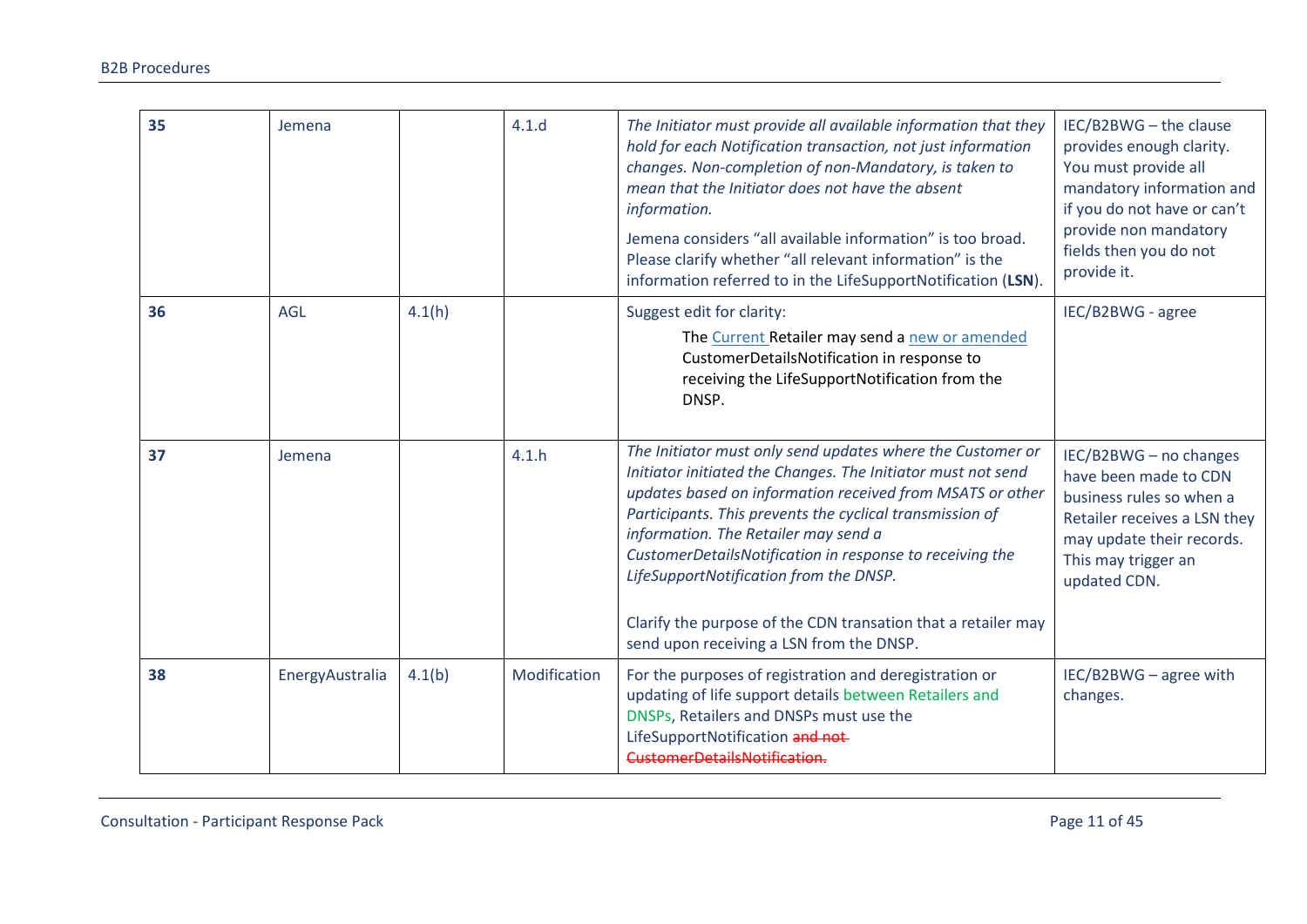| 35 | Jemena | | 4.1.d | *The Initiator must provide all available information that they hold for each Notification transaction, not just information changes. Non-completion of non-Mandatory, is taken to mean that the Initiator does not have the absent information.*<br><br>Jemena considers "all available information" is too broad. Please clarify whether "all relevant information" is the information referred to in the LifeSupportNotification (**LSN**). | IEC/B2BWG – the clause provides enough clarity. You must provide all mandatory information and if you do not have or can't provide non mandatory fields then you do not provide it. |
|---|---|---|---|---|---|
| **36** | AGL | 4.1(h) | | Suggest edit for clarity:<br><br>The Current Retailer may send a new or amended CustomerDetailsNotification in response to receiving the LifeSupportNotification from the DNSP. | IEC/B2BWG - agree |
| **37** | Jemena | | 4.1.h | *The Initiator must only send updates where the Customer or Initiator initiated the Changes. The Initiator must not send updates based on information received from MSATS or other Participants. This prevents the cyclical transmission of information. The Retailer may send a CustomerDetailsNotification in response to receiving the LifeSupportNotification from the DNSP.*<br><br>Clarify the purpose of the CDN transation that a retailer may send upon receiving a LSN from the DNSP. | IEC/B2BWG – no changes have been made to CDN business rules so when a Retailer receives a LSN they may update their records. This may trigger an updated CDN. |
| **38** | EnergyAustralia | 4.1(b) | Modification | For the purposes of registration and deregistration or updating of life support details between Retailers and DNSPs, Retailers and DNSPs must use the LifeSupportNotification ~~and not CustomerDetailsNotification.~~ | IEC/B2BWG – agree with changes. |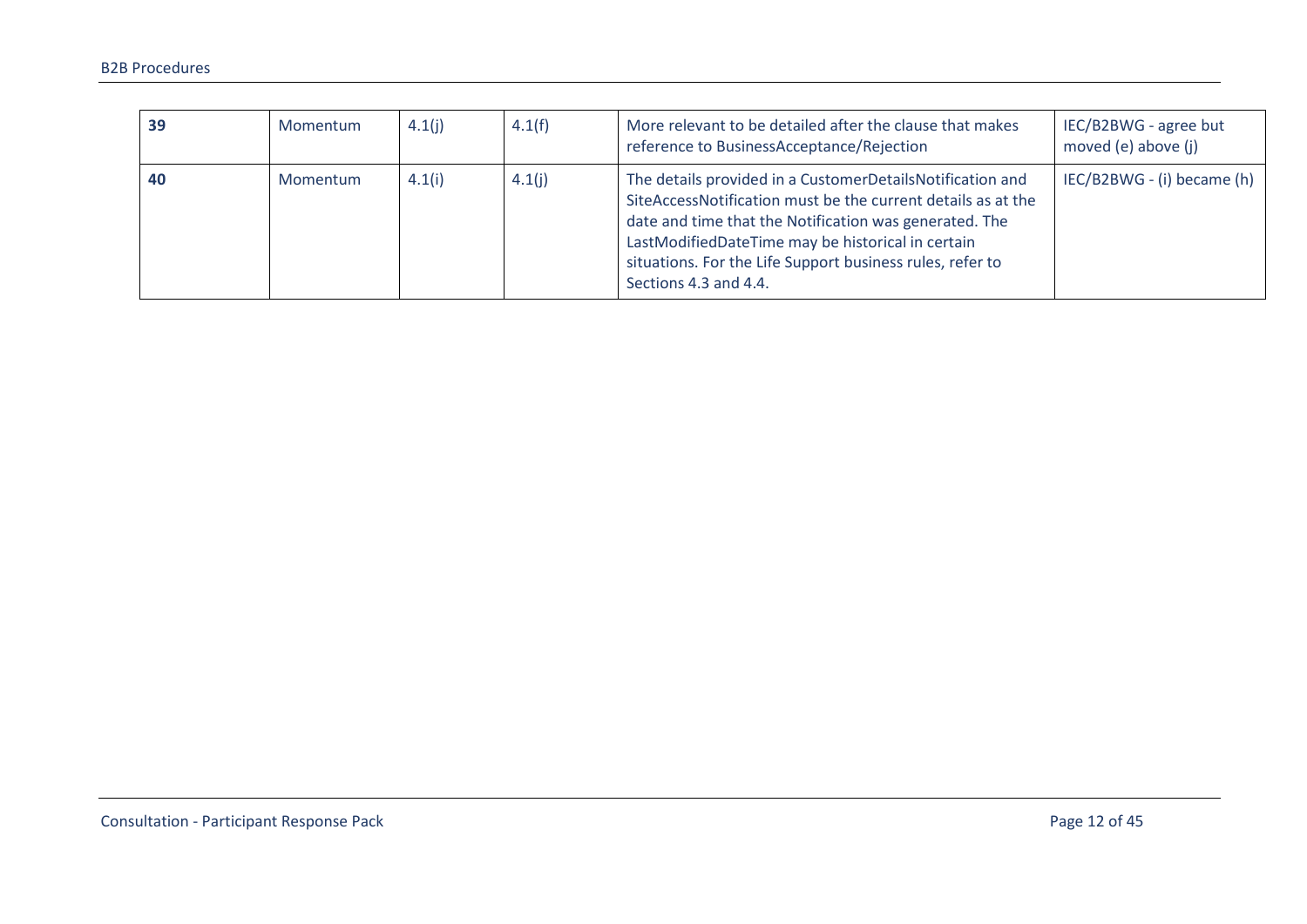| **39** | Momentum | 4.1(j) | 4.1(f) | More relevant to be detailed after the clause that makes reference to BusinessAcceptance/Rejection | IEC/B2BWG - agree but moved (e) above (j) |
|---|---|---|---|---|---|
| **40** | Momentum | 4.1(i) | 4.1(j) | The details provided in a CustomerDetailsNotification and SiteAccessNotification must be the current details as at the date and time that the Notification was generated. The LastModifiedDateTime may be historical in certain situations. For the Life Support business rules, refer to Sections 4.3 and 4.4. | IEC/B2BWG - (i) became (h) |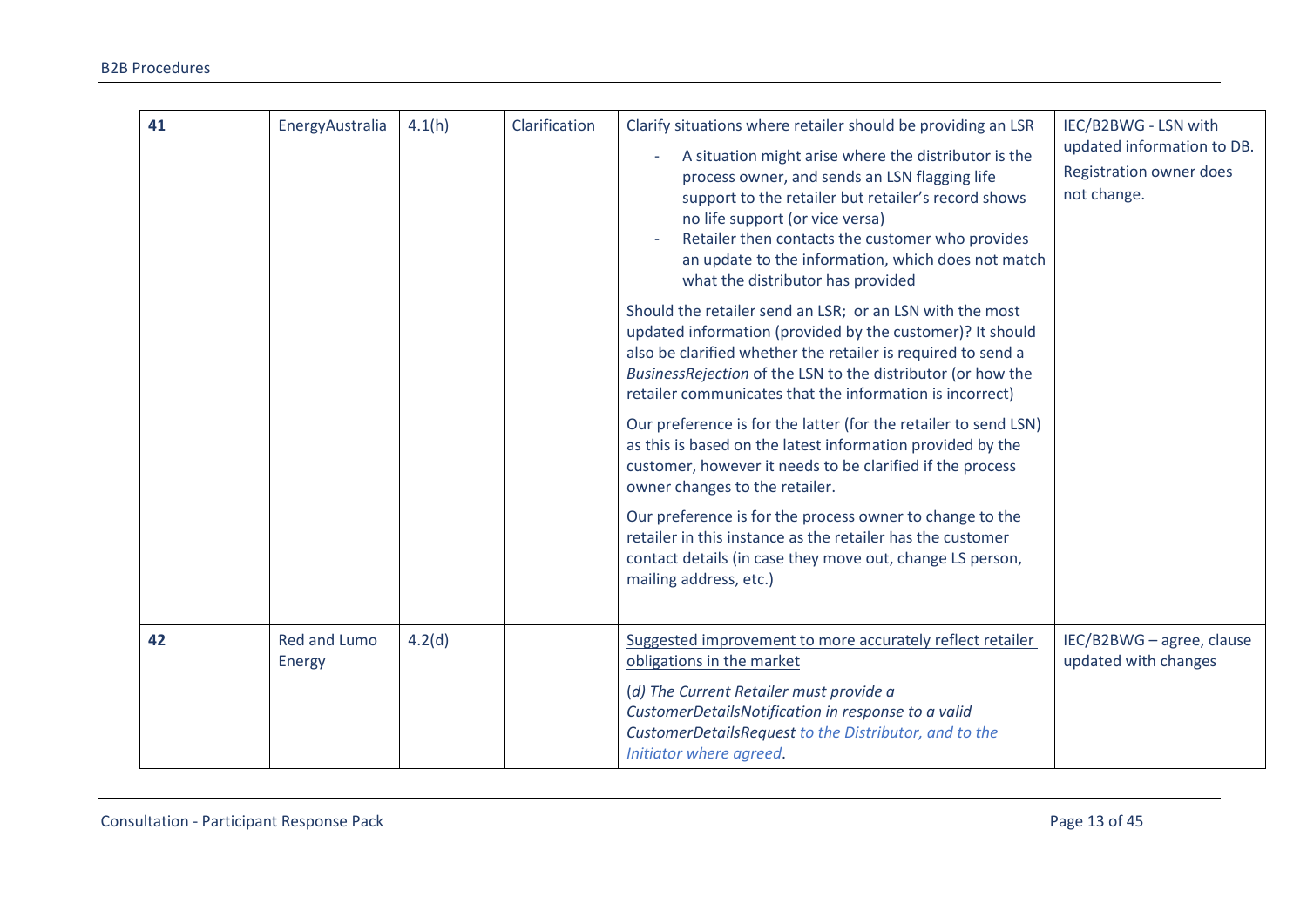| | | | | | |
|---|---|---|---|---|---|
| **41** | EnergyAustralia | 4.1(h) | Clarification | Clarify situations where retailer should be providing an LSR<br>- A situation might arise where the distributor is the process owner, and sends an LSN flagging life support to the retailer but retailer's record shows no life support (or vice versa)<br>- Retailer then contacts the customer who provides an update to the information, which does not match what the distributor has provided<br><br>Should the retailer send an LSR; or an LSN with the most updated information (provided by the customer)? It should also be clarified whether the retailer is required to send a *BusinessRejection* of the LSN to the distributor (or how the retailer communicates that the information is incorrect)<br><br>Our preference is for the latter (for the retailer to send LSN) as this is based on the latest information provided by the customer, however it needs to be clarified if the process owner changes to the retailer.<br><br>Our preference is for the process owner to change to the retailer in this instance as the retailer has the customer contact details (in case they move out, change LS person, mailing address, etc.) | IEC/B2BWG - LSN with updated information to DB.<br><br>Registration owner does not change. |
| **42** | Red and Lumo Energy | 4.2(d) | | Suggested improvement to more accurately reflect retailer obligations in the market<br><br>(*d) The Current Retailer must provide a CustomerDetailsNotification in response to a valid CustomerDetailsRequest to the Distributor, and to the Initiator where agreed*. | IEC/B2BWG – agree, clause updated with changes |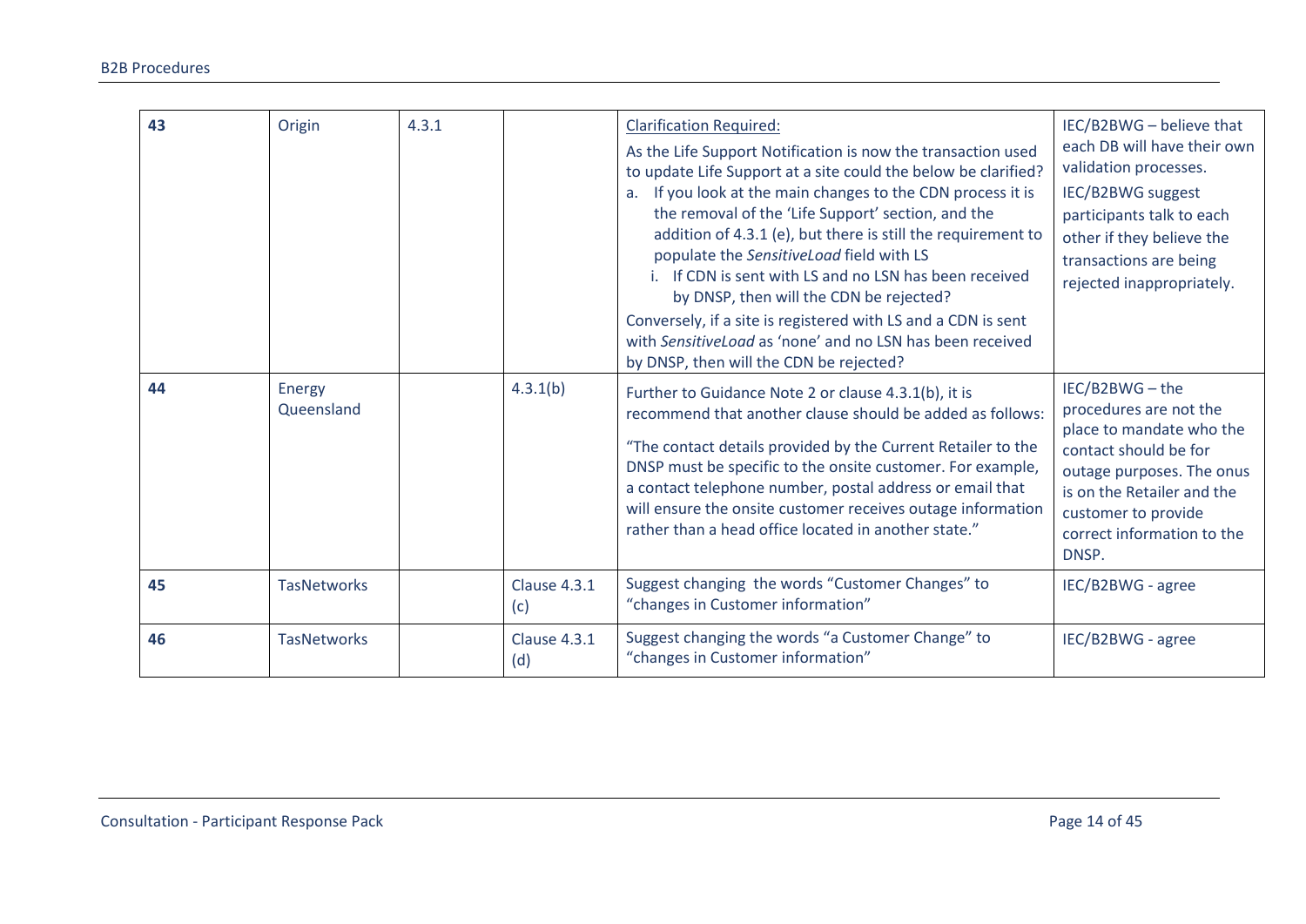| 43 | Origin | 4.3.1 | | Clarification Required:<br>As the Life Support Notification is now the transaction used to update Life Support at a site could the below be clarified?<br>a. If you look at the main changes to the CDN process it is the removal of the 'Life Support' section, and the addition of 4.3.1 (e), but there is still the requirement to populate the *SensitiveLoad* field with LS<br>i. If CDN is sent with LS and no LSN has been received by DNSP, then will the CDN be rejected?<br>Conversely, if a site is registered with LS and a CDN is sent with *SensitiveLoad* as 'none' and no LSN has been received by DNSP, then will the CDN be rejected? | IEC/B2BWG – believe that each DB will have their own validation processes.<br>IEC/B2BWG suggest participants talk to each other if they believe the transactions are being rejected inappropriately. |
|---|---|---|---|---|---|
| 44 | Energy Queensland | | 4.3.1(b) | Further to Guidance Note 2 or clause 4.3.1(b), it is recommend that another clause should be added as follows:<br>"The contact details provided by the Current Retailer to the DNSP must be specific to the onsite customer. For example, a contact telephone number, postal address or email that will ensure the onsite customer receives outage information rather than a head office located in another state." | IEC/B2BWG – the procedures are not the place to mandate who the contact should be for outage purposes. The onus is on the Retailer and the customer to provide correct information to the DNSP. |
| 45 | TasNetworks | | Clause 4.3.1 (c) | Suggest changing the words "Customer Changes" to "changes in Customer information" | IEC/B2BWG - agree |
| 46 | TasNetworks | | Clause 4.3.1 (d) | Suggest changing the words "a Customer Change" to "changes in Customer information" | IEC/B2BWG - agree |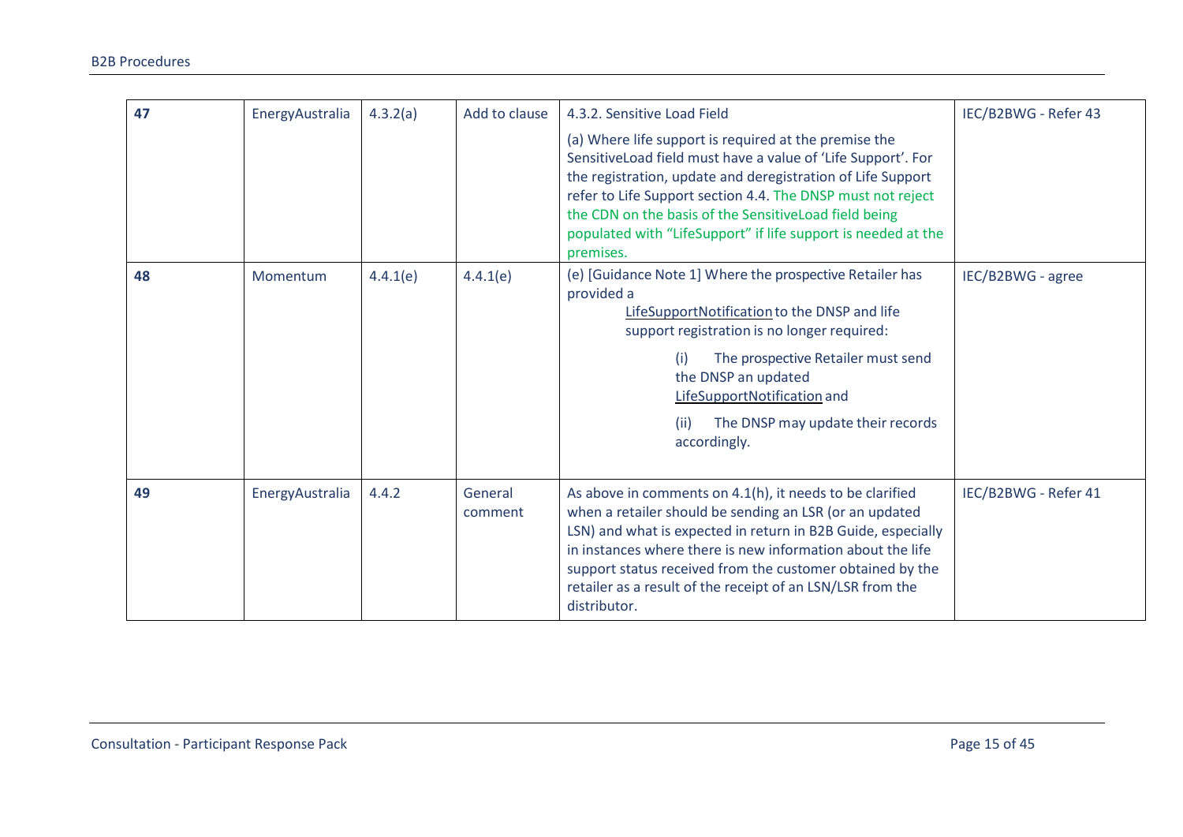| 47 | EnergyAustralia | 4.3.2(a) | Add to clause | 4.3.2. Sensitive Load Field<br><br>(a) Where life support is required at the premise the SensitiveLoad field must have a value of 'Life Support'. For the registration, update and deregistration of Life Support refer to Life Support section 4.4. The DNSP must not reject the CDN on the basis of the SensitiveLoad field being populated with "LifeSupport" if life support is needed at the premises. | IEC/B2BWG - Refer 43 |
|---|---|---|---|---|---|
| **48** | Momentum | 4.4.1(e) | 4.4.1(e) | (e) [Guidance Note 1] Where the prospective Retailer has provided a LifeSupportNotification to the DNSP and life support registration is no longer required:<br><br>(i) The prospective Retailer must send the DNSP an updated LifeSupportNotification and<br><br>(ii) The DNSP may update their records accordingly. | IEC/B2BWG - agree |
| **49** | EnergyAustralia | 4.4.2 | General comment | As above in comments on 4.1(h), it needs to be clarified when a retailer should be sending an LSR (or an updated LSN) and what is expected in return in B2B Guide, especially in instances where there is new information about the life support status received from the customer obtained by the retailer as a result of the receipt of an LSN/LSR from the distributor. | IEC/B2BWG - Refer 41 |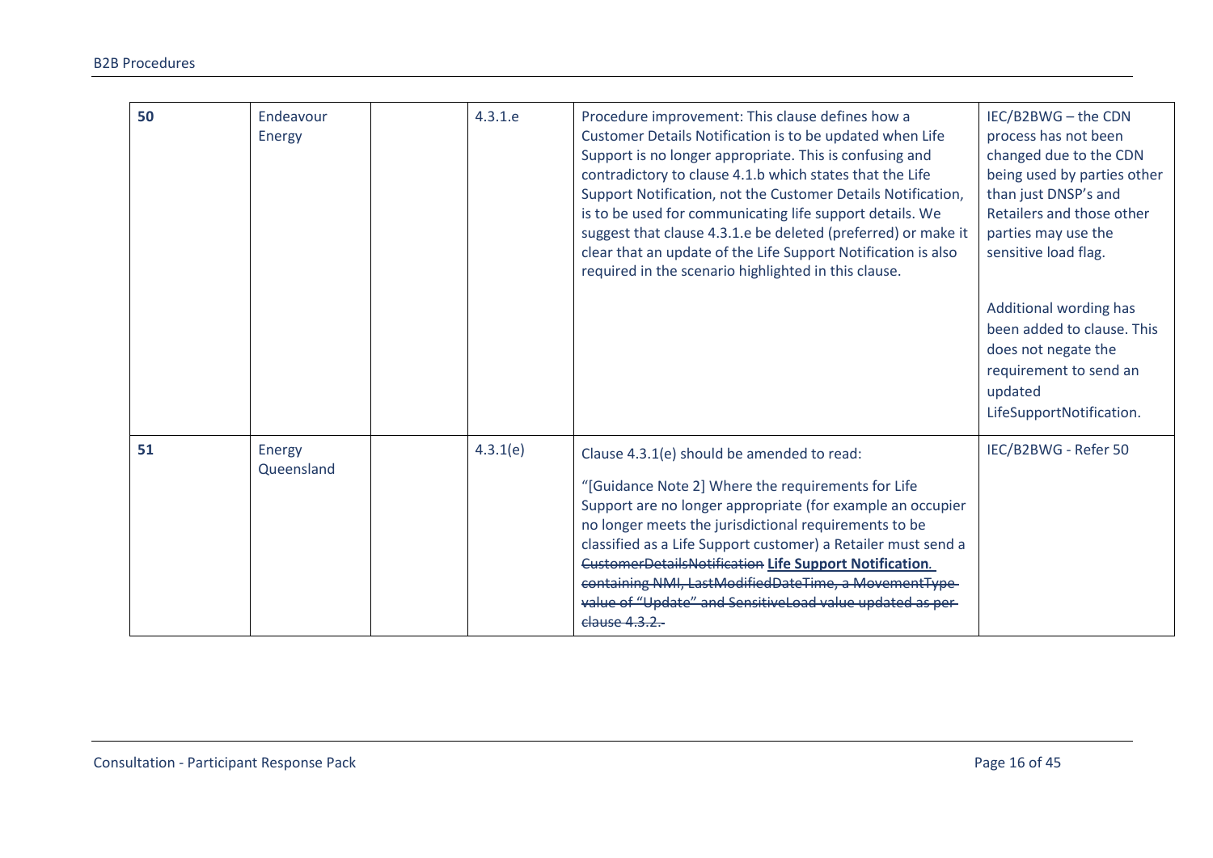| | | | | | |
|---|---|---|---|---|---|
| **50** | Endeavour Energy | | 4.3.1.e | Procedure improvement: This clause defines how a Customer Details Notification is to be updated when Life Support is no longer appropriate. This is confusing and contradictory to clause 4.1.b which states that the Life Support Notification, not the Customer Details Notification, is to be used for communicating life support details. We suggest that clause 4.3.1.e be deleted (preferred) or make it clear that an update of the Life Support Notification is also required in the scenario highlighted in this clause. | IEC/B2BWG – the CDN process has not been changed due to the CDN being used by parties other than just DNSP's and Retailers and those other parties may use the sensitive load flag.<br><br>Additional wording has been added to clause. This does not negate the requirement to send an updated LifeSupportNotification. |
| **51** | Energy Queensland | | 4.3.1(e) | Clause 4.3.1(e) should be amended to read:<br><br>"[Guidance Note 2] Where the requirements for Life Support are no longer appropriate (for example an occupier no longer meets the jurisdictional requirements to be classified as a Life Support customer) a Retailer must send a ~~CustomerDetailsNotification~~ **Life Support Notification.** ~~containing NMI, LastModifiedDateTime, a MovementType value of "Update" and SensitiveLoad value updated as per clause 4.3.2.~~ | IEC/B2BWG - Refer 50 |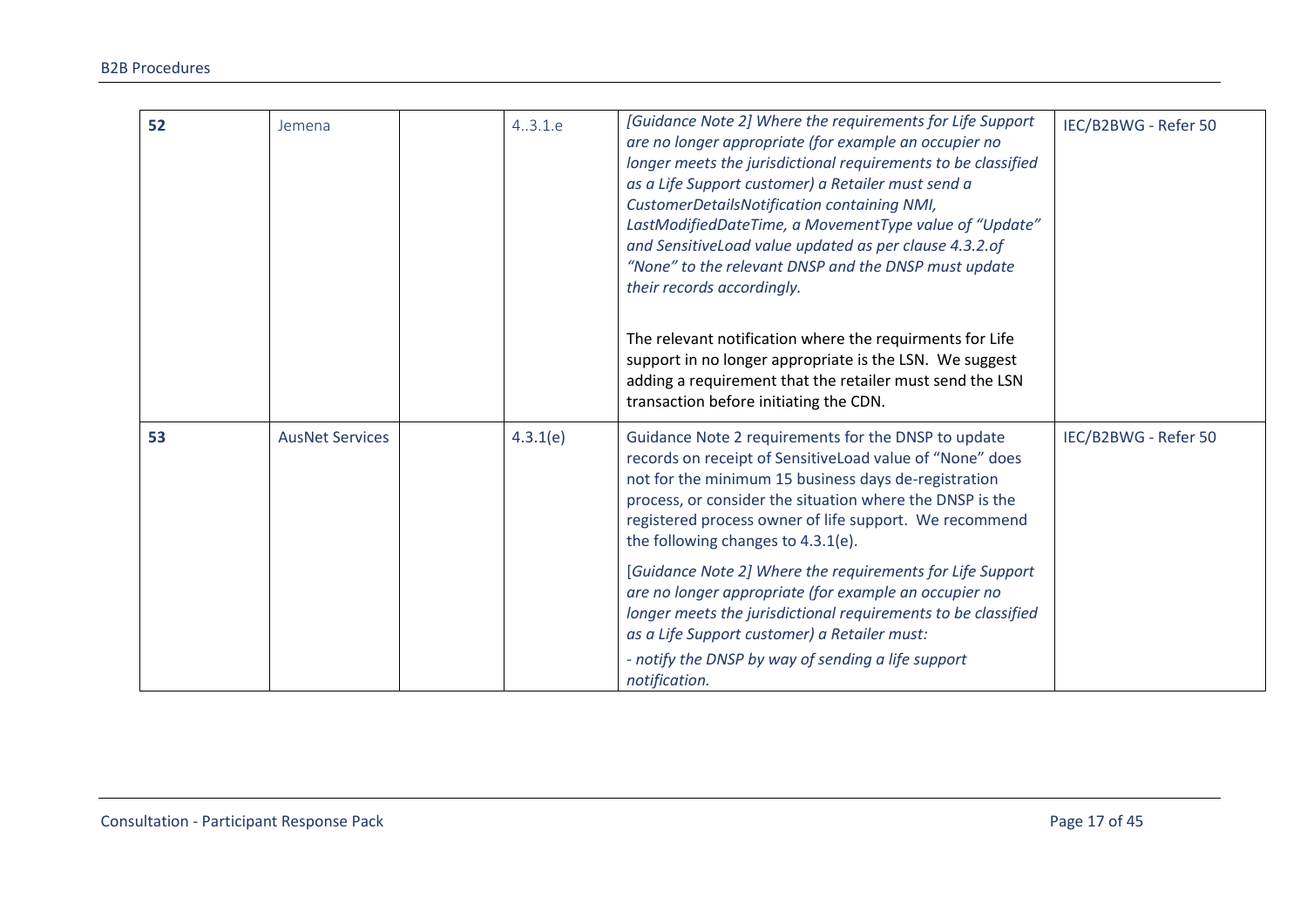| | | | | | |
|---|---|---|---|---|---|
| **52** | Jemena | | 4..3.1.e | *[Guidance Note 2] Where the requirements for Life Support are no longer appropriate (for example an occupier no longer meets the jurisdictional requirements to be classified as a Life Support customer) a Retailer must send a CustomerDetailsNotification containing NMI, LastModifiedDateTime, a MovementType value of "Update" and SensitiveLoad value updated as per clause 4.3.2.of "None" to the relevant DNSP and the DNSP must update their records accordingly.*<br><br>The relevant notification where the requirments for Life support in no longer appropriate is the LSN. We suggest adding a requirement that the retailer must send the LSN transaction before initiating the CDN. | IEC/B2BWG - Refer 50 |
| **53** | AusNet Services | | 4.3.1(e) | Guidance Note 2 requirements for the DNSP to update records on receipt of SensitiveLoad value of "None" does not for the minimum 15 business days de-registration process, or consider the situation where the DNSP is the registered process owner of life support. We recommend the following changes to 4.3.1(e).<br><br>*[Guidance Note 2] Where the requirements for Life Support are no longer appropriate (for example an occupier no longer meets the jurisdictional requirements to be classified as a Life Support customer) a Retailer must:*<br><br>*- notify the DNSP by way of sending a life support notification.* | IEC/B2BWG - Refer 50 |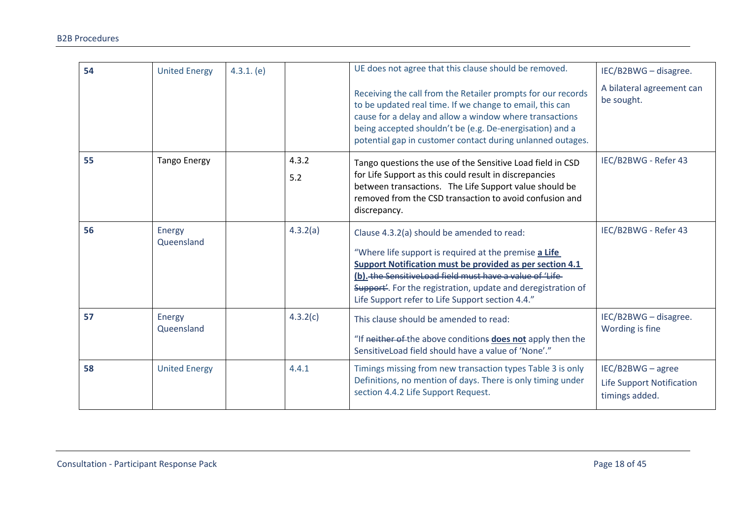| 54 | United Energy | 4.3.1. (e) | | UE does not agree that this clause should be removed.<br><br>Receiving the call from the Retailer prompts for our records to be updated real time. If we change to email, this can cause for a delay and allow a window where transactions being accepted shouldn't be (e.g. De-energisation) and a potential gap in customer contact during unlanned outages. | IEC/B2BWG – disagree.<br><br>A bilateral agreement can be sought. |
|---|---|---|---|---|---|
| 55 | Tango Energy | | 4.3.2<br><br>5.2 | Tango questions the use of the Sensitive Load field in CSD for Life Support as this could result in discrepancies between transactions. The Life Support value should be removed from the CSD transaction to avoid confusion and discrepancy. | IEC/B2BWG - Refer 43 |
| 56 | Energy Queensland | | 4.3.2(a) | Clause 4.3.2(a) should be amended to read:<br><br>"Where life support is required at the premise **a Life Support Notification must be provided as per section 4.1 (b).** ~~the SensitiveLoad field must have a value of 'Life Support'~~. For the registration, update and deregistration of Life Support refer to Life Support section 4.4." | IEC/B2BWG - Refer 43 |
| 57 | Energy Queensland | | 4.3.2(c) | This clause should be amended to read:<br><br>"If ~~neither of~~ the above conditions ~~s~~ **does not** apply then the SensitiveLoad field should have a value of 'None'." | IEC/B2BWG – disagree. Wording is fine |
| 58 | United Energy | | 4.4.1 | Timings missing from new transaction types Table 3 is only Definitions, no mention of days. There is only timing under section 4.4.2 Life Support Request. | IEC/B2BWG – agree<br><br>Life Support Notification timings added. |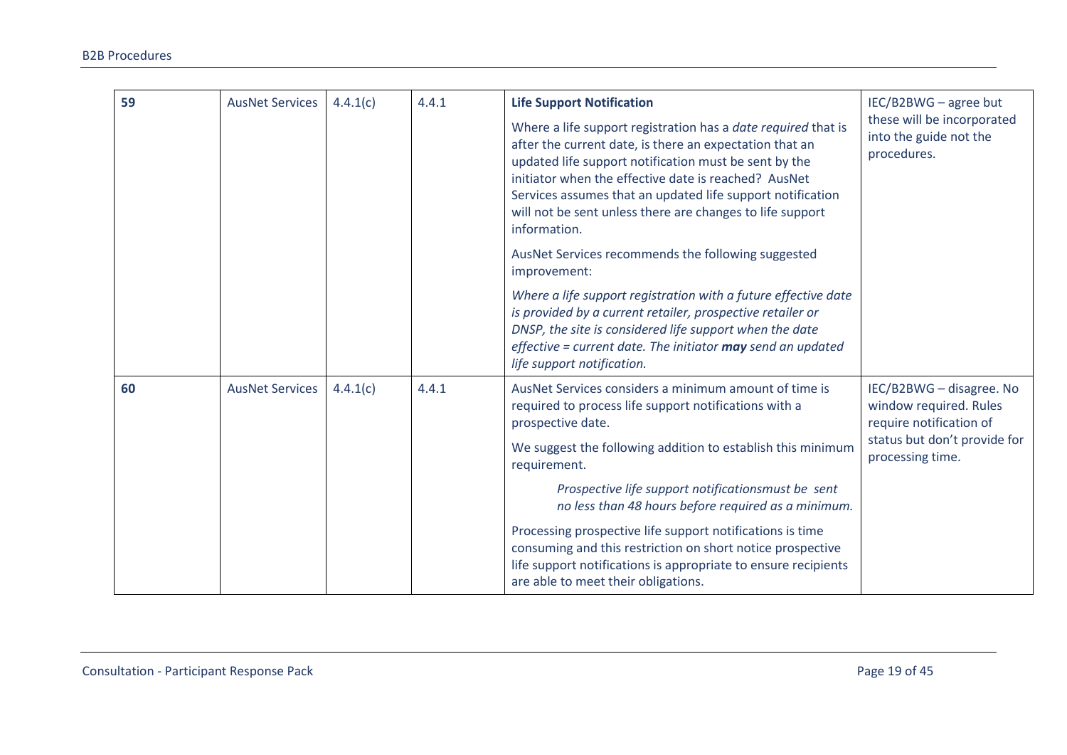| 59 | AusNet Services | 4.4.1(c) | 4.4.1 | **Life Support Notification**<br><br>Where a life support registration has a *date required* that is after the current date, is there an expectation that an updated life support notification must be sent by the initiator when the effective date is reached? AusNet Services assumes that an updated life support notification will not be sent unless there are changes to life support information.<br><br>AusNet Services recommends the following suggested improvement:<br><br>*Where a life support registration with a future effective date is provided by a current retailer, prospective retailer or DNSP, the site is considered life support when the date effective = current date. The initiator **may** send an updated life support notification.* | IEC/B2BWG – agree but these will be incorporated into the guide not the procedures. |
|---|---|---|---|---|---|
| 60 | AusNet Services | 4.4.1(c) | 4.4.1 | AusNet Services considers a minimum amount of time is required to process life support notifications with a prospective date.<br><br>We suggest the following addition to establish this minimum requirement.<br><br>*Prospective life support notificationsmust be sent no less than 48 hours before required as a minimum.*<br><br>Processing prospective life support notifications is time consuming and this restriction on short notice prospective life support notifications is appropriate to ensure recipients are able to meet their obligations. | IEC/B2BWG – disagree. No window required. Rules require notification of status but don't provide for processing time. |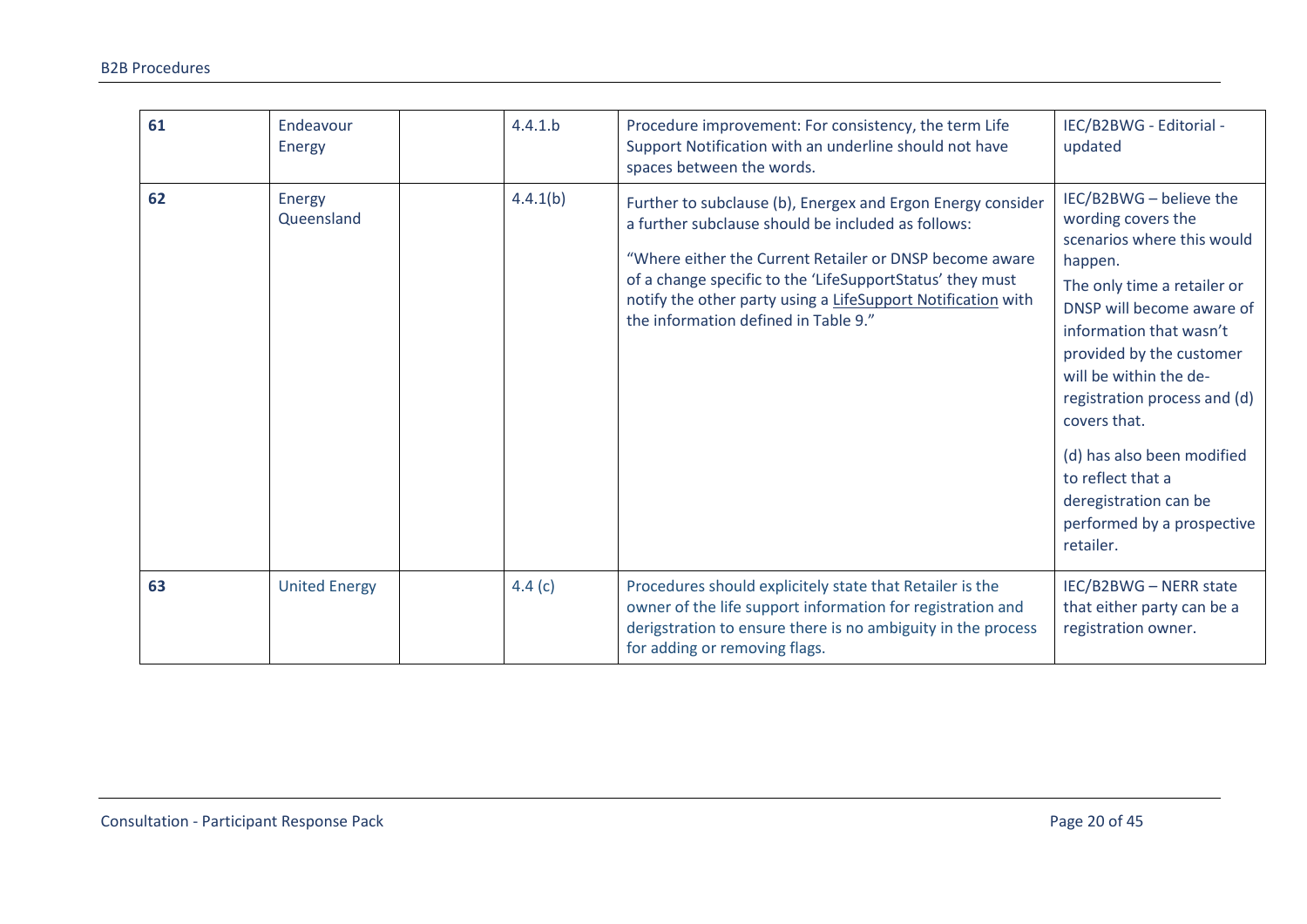| **61** | Endeavour Energy | | 4.4.1.b | Procedure improvement: For consistency, the term Life Support Notification with an underline should not have spaces between the words. | IEC/B2BWG - Editorial - updated |
|---|---|---|---|---|---|
| **62** | Energy Queensland | | 4.4.1(b) | Further to subclause (b), Energex and Ergon Energy consider a further subclause should be included as follows:<br><br>"Where either the Current Retailer or DNSP become aware of a change specific to the 'LifeSupportStatus' they must notify the other party using a LifeSupport Notification with the information defined in Table 9." | IEC/B2BWG – believe the wording covers the scenarios where this would happen.<br><br>The only time a retailer or DNSP will become aware of information that wasn't provided by the customer will be within the de-registration process and (d) covers that.<br><br>(d) has also been modified to reflect that a deregistration can be performed by a prospective retailer. |
| **63** | United Energy | | 4.4 (c) | Procedures should explicitely state that Retailer is the owner of the life support information for registration and derigstration to ensure there is no ambiguity in the process for adding or removing flags. | IEC/B2BWG – NERR state that either party can be a registration owner. |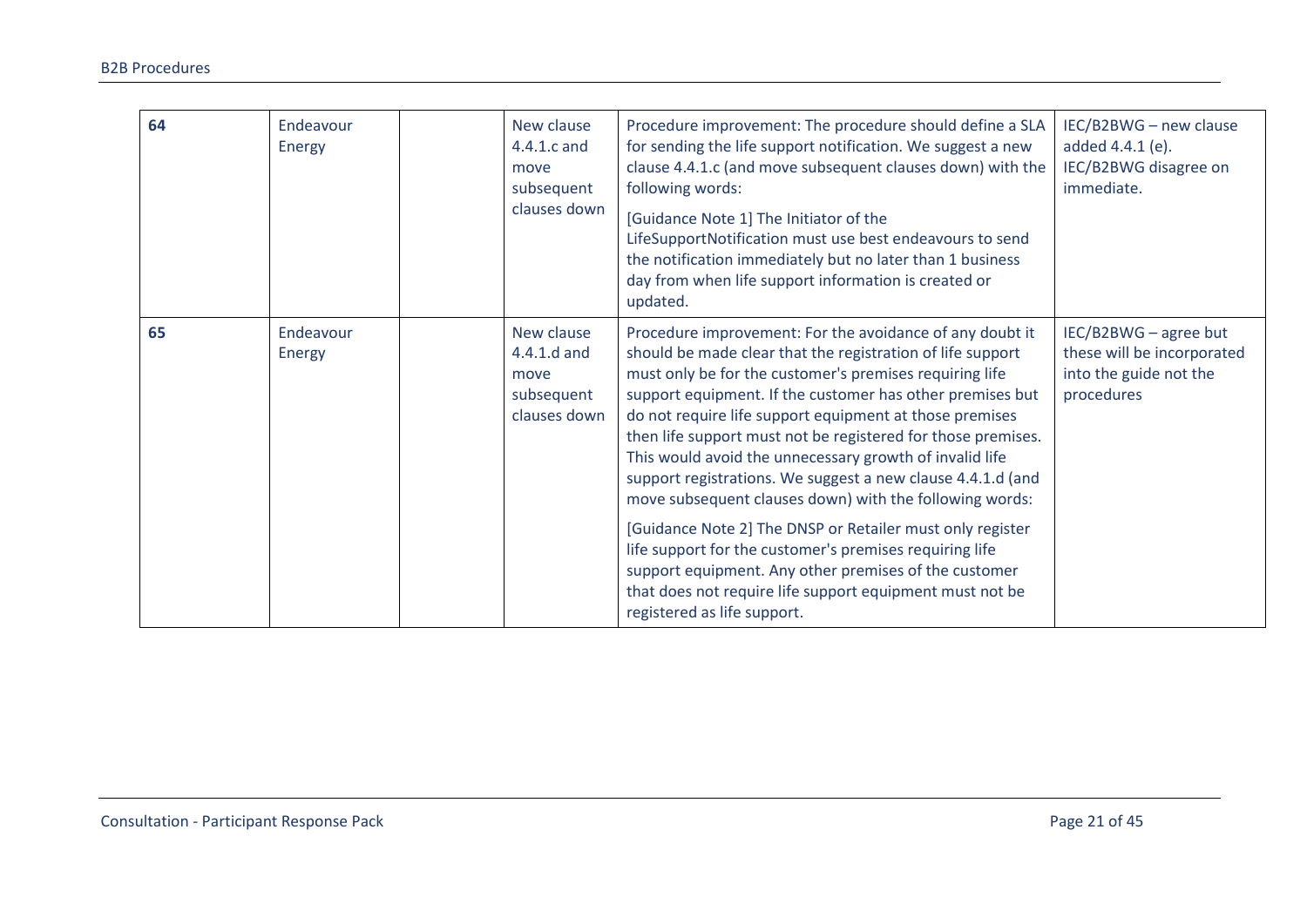| 64 | Endeavour Energy | | New clause 4.4.1.c and move subsequent clauses down | Procedure improvement: The procedure should define a SLA for sending the life support notification. We suggest a new clause 4.4.1.c (and move subsequent clauses down) with the following words:<br><br>[Guidance Note 1] The Initiator of the LifeSupportNotification must use best endeavours to send the notification immediately but no later than 1 business day from when life support information is created or updated. | IEC/B2BWG – new clause added 4.4.1 (e). IEC/B2BWG disagree on immediate. |
|---|---|---|---|---|---|
| 65 | Endeavour Energy | | New clause 4.4.1.d and move subsequent clauses down | Procedure improvement: For the avoidance of any doubt it should be made clear that the registration of life support must only be for the customer's premises requiring life support equipment. If the customer has other premises but do not require life support equipment at those premises then life support must not be registered for those premises. This would avoid the unnecessary growth of invalid life support registrations. We suggest a new clause 4.4.1.d (and move subsequent clauses down) with the following words:<br><br>[Guidance Note 2] The DNSP or Retailer must only register life support for the customer's premises requiring life support equipment. Any other premises of the customer that does not require life support equipment must not be registered as life support. | IEC/B2BWG – agree but these will be incorporated into the guide not the procedures |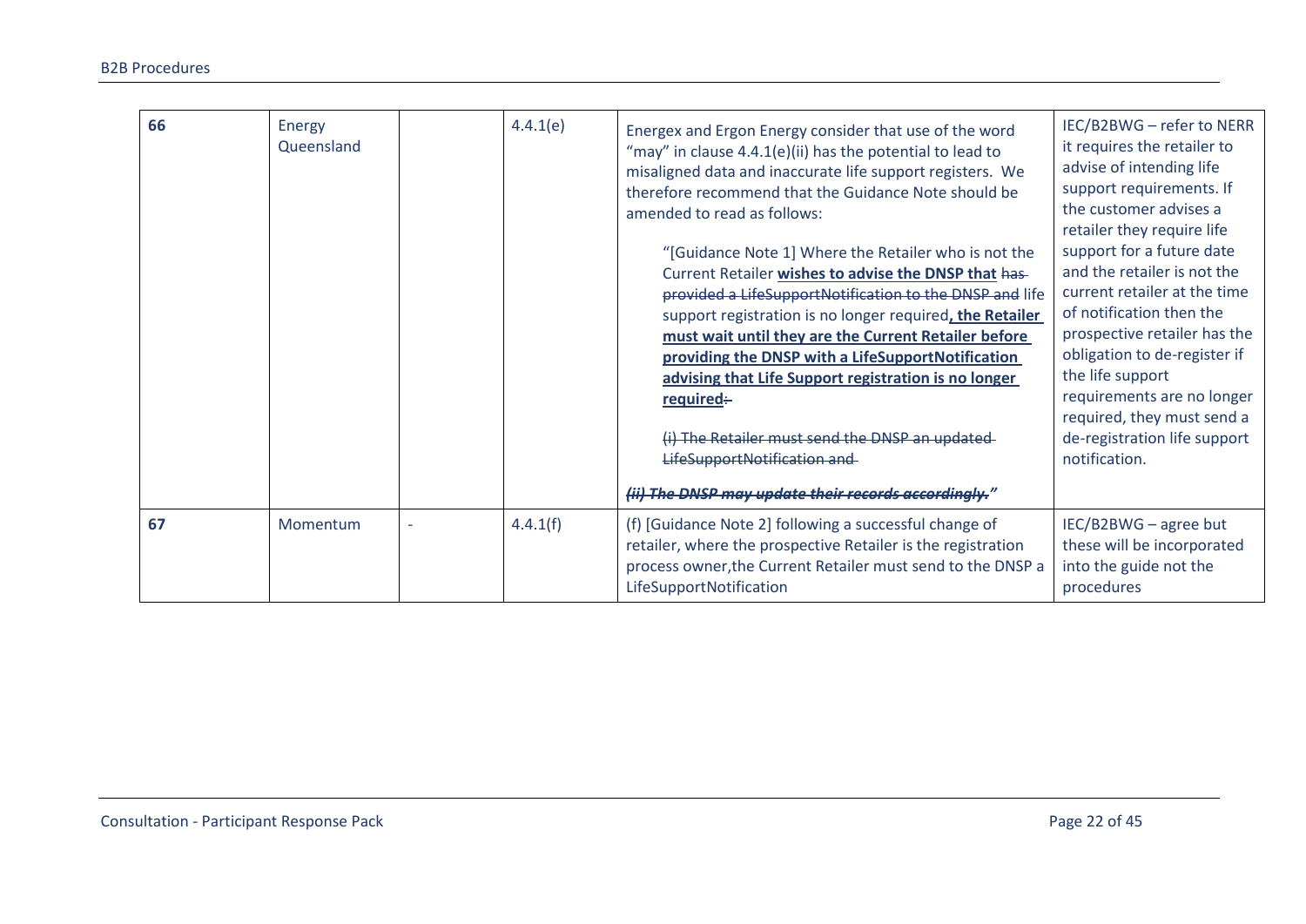| 66 | Energy Queensland | | 4.4.1(e) | Energex and Ergon Energy consider that use of the word "may" in clause 4.4.1(e)(ii) has the potential to lead to misaligned data and inaccurate life support registers. We therefore recommend that the Guidance Note should be amended to read as follows:<br><br>"[Guidance Note 1] Where the Retailer who is not the Current Retailer **<u>wishes to advise the DNSP that</u>** ~~has provided a LifeSupportNotification to the DNSP and~~ life support registration is no longer required**<u>, the Retailer must wait until they are the Current Retailer before providing the DNSP with a LifeSupportNotification advising that Life Support registration is no longer required</u>**~~:~~<br><br>~~(i) The Retailer must send the DNSP an updated LifeSupportNotification and~~<br><br>~~***(ii) The DNSP may update their records accordingly.***~~" | IEC/B2BWG – refer to NERR it requires the retailer to advise of intending life support requirements. If the customer advises a retailer they require life support for a future date and the retailer is not the current retailer at the time of notification then the prospective retailer has the obligation to de-register if the life support requirements are no longer required, they must send a de-registration life support notification. |
|---|---|---|---|---|---|
| 67 | Momentum | - | 4.4.1(f) | (f) [Guidance Note 2] following a successful change of retailer, where the prospective Retailer is the registration process owner,the Current Retailer must send to the DNSP a LifeSupportNotification | IEC/B2BWG – agree but these will be incorporated into the guide not the procedures |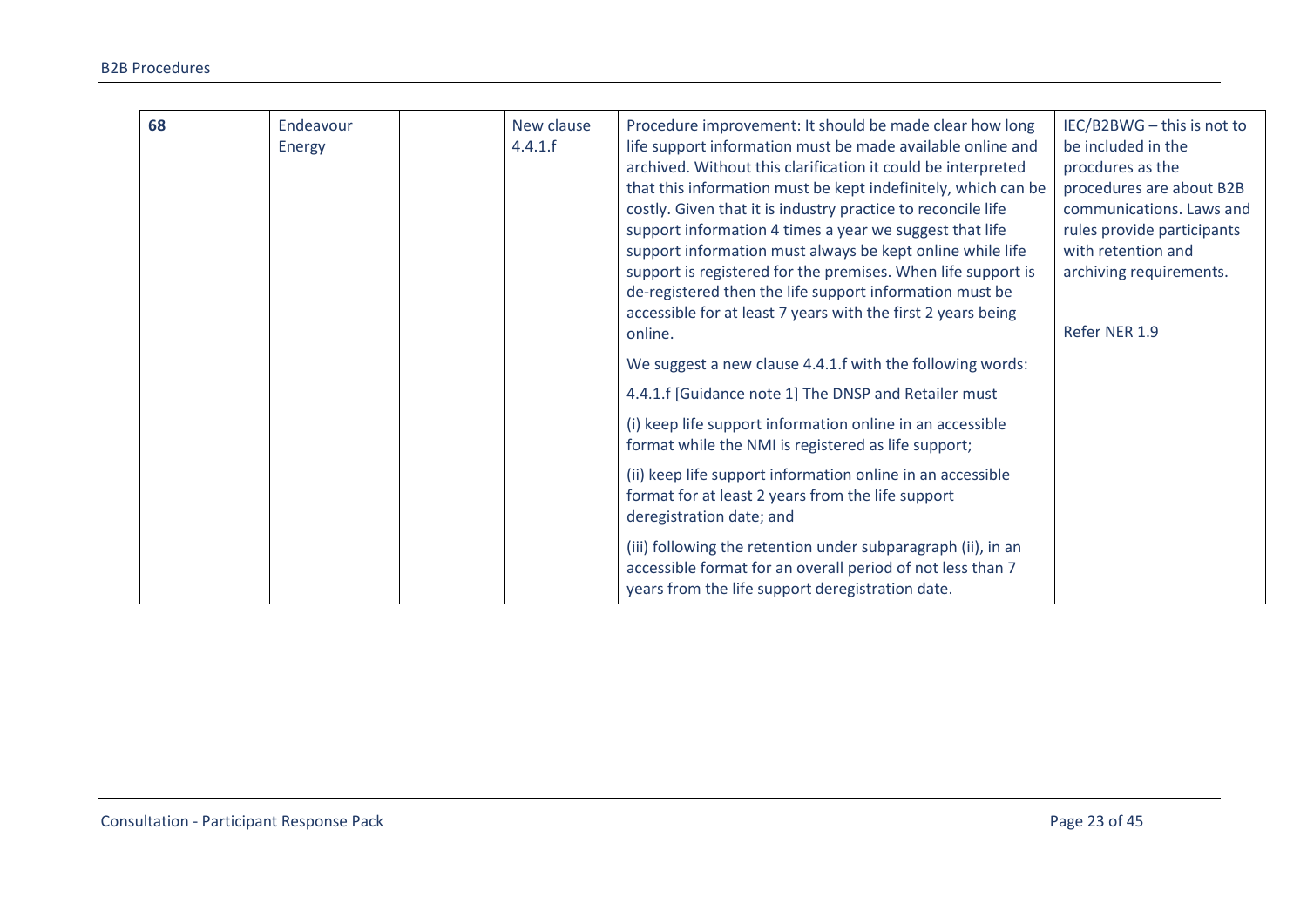| 68 | Endeavour Energy | | New clause 4.4.1.f | Procedure improvement: It should be made clear how long life support information must be made available online and archived. Without this clarification it could be interpreted that this information must be kept indefinitely, which can be costly. Given that it is industry practice to reconcile life support information 4 times a year we suggest that life support information must always be kept online while life support is registered for the premises. When life support is de-registered then the life support information must be accessible for at least 7 years with the first 2 years being online.<br><br>We suggest a new clause 4.4.1.f with the following words:<br><br>4.4.1.f [Guidance note 1] The DNSP and Retailer must<br><br>(i) keep life support information online in an accessible format while the NMI is registered as life support;<br><br>(ii) keep life support information online in an accessible format for at least 2 years from the life support deregistration date; and<br><br>(iii) following the retention under subparagraph (ii), in an accessible format for an overall period of not less than 7 years from the life support deregistration date. | IEC/B2BWG – this is not to be included in the procdures as the procedures are about B2B communications. Laws and rules provide participants with retention and archiving requirements.<br><br>Refer NER 1.9 |
|---|---|---|---|---|---|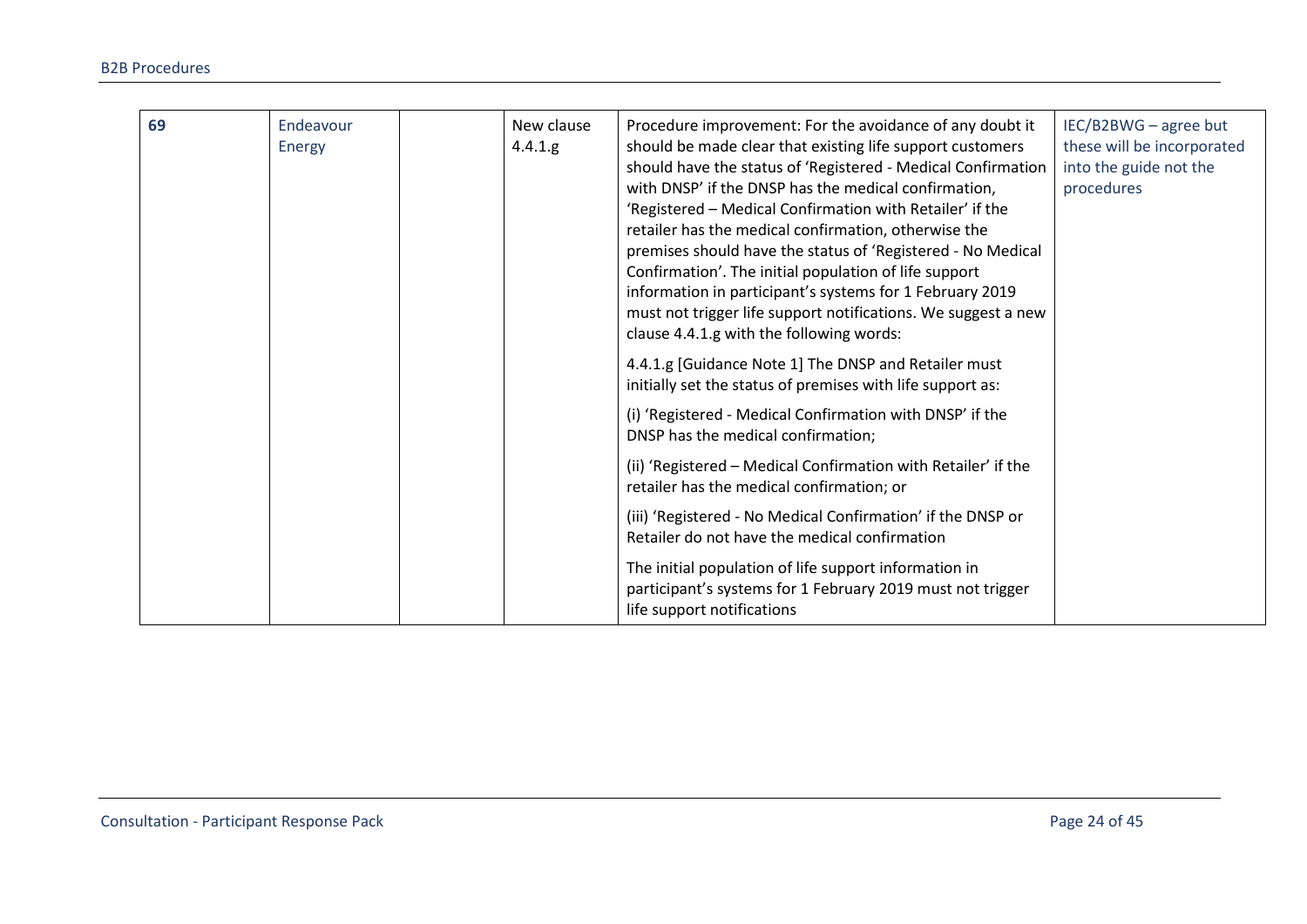| 69 | Endeavour Energy | | New clause 4.4.1.g | Procedure improvement: For the avoidance of any doubt it should be made clear that existing life support customers should have the status of 'Registered - Medical Confirmation with DNSP' if the DNSP has the medical confirmation, 'Registered – Medical Confirmation with Retailer' if the retailer has the medical confirmation, otherwise the premises should have the status of 'Registered - No Medical Confirmation'. The initial population of life support information in participant's systems for 1 February 2019 must not trigger life support notifications. We suggest a new clause 4.4.1.g with the following words:<br><br>4.4.1.g [Guidance Note 1] The DNSP and Retailer must initially set the status of premises with life support as:<br><br>(i) 'Registered - Medical Confirmation with DNSP' if the DNSP has the medical confirmation;<br><br>(ii) 'Registered – Medical Confirmation with Retailer' if the retailer has the medical confirmation; or<br><br>(iii) 'Registered - No Medical Confirmation' if the DNSP or Retailer do not have the medical confirmation<br><br>The initial population of life support information in participant's systems for 1 February 2019 must not trigger life support notifications | IEC/B2BWG – agree but these will be incorporated into the guide not the procedures |
|---|---|---|---|---|---|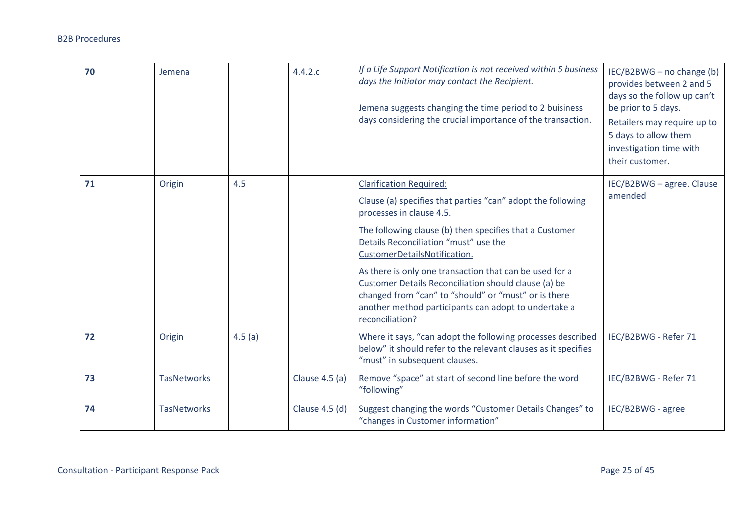| 70 | Jemena | | 4.4.2.c | *If a Life Support Notification is not received within 5 business days the Initiator may contact the Recipient.*<br><br>Jemena suggests changing the time period to 2 buisiness days considering the crucial importance of the transaction. | IEC/B2BWG – no change (b) provides between 2 and 5 days so the follow up can't be prior to 5 days.<br>Retailers may require up to 5 days to allow them investigation time with their customer. |
|---|---|---|---|---|---|
| 71 | Origin | 4.5 | | <u>Clarification Required:</u><br>Clause (a) specifies that parties "can" adopt the following processes in clause 4.5.<br>The following clause (b) then specifies that a Customer Details Reconciliation "must" use the <u>CustomerDetailsNotification.</u><br>As there is only one transaction that can be used for a Customer Details Reconciliation should clause (a) be changed from "can" to "should" or "must" or is there another method participants can adopt to undertake a reconciliation? | IEC/B2BWG – agree. Clause amended |
| 72 | Origin | 4.5 (a) | | Where it says, "can adopt the following processes described below" it should refer to the relevant clauses as it specifies "must" in subsequent clauses. | IEC/B2BWG - Refer 71 |
| 73 | TasNetworks | | Clause 4.5 (a) | Remove "space" at start of second line before the word "following" | IEC/B2BWG - Refer 71 |
| 74 | TasNetworks | | Clause 4.5 (d) | Suggest changing the words "Customer Details Changes" to "changes in Customer information" | IEC/B2BWG - agree |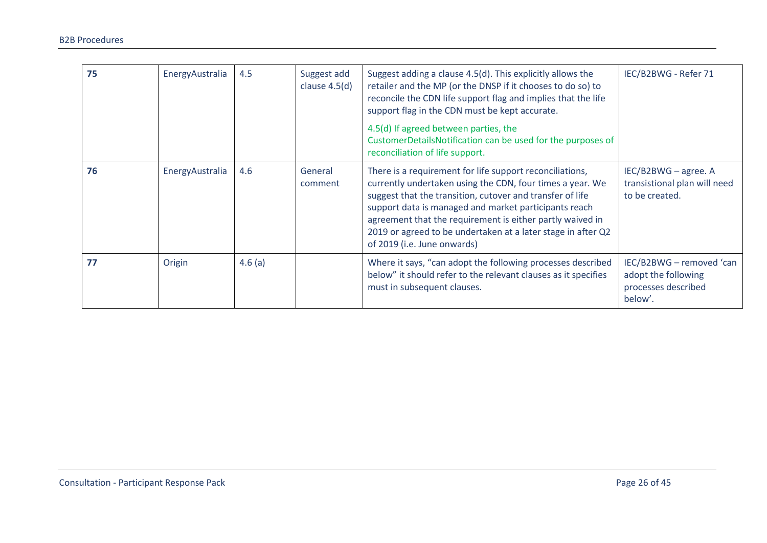| **75** | EnergyAustralia | 4.5 | Suggest add clause 4.5(d) | Suggest adding a clause 4.5(d). This explicitly allows the retailer and the MP (or the DNSP if it chooses to do so) to reconcile the CDN life support flag and implies that the life support flag in the CDN must be kept accurate.<br><br>4.5(d) If agreed between parties, the CustomerDetailsNotification can be used for the purposes of reconciliation of life support. | IEC/B2BWG - Refer 71 |
|---|---|---|---|---|---|
| **76** | EnergyAustralia | 4.6 | General comment | There is a requirement for life support reconciliations, currently undertaken using the CDN, four times a year. We suggest that the transition, cutover and transfer of life support data is managed and market participants reach agreement that the requirement is either partly waived in 2019 or agreed to be undertaken at a later stage in after Q2 of 2019 (i.e. June onwards) | IEC/B2BWG – agree. A transitional plan will need to be created. |
| **77** | Origin | 4.6 (a) | | Where it says, "can adopt the following processes described below" it should refer to the relevant clauses as it specifies must in subsequent clauses. | IEC/B2BWG – removed 'can adopt the following processes described below'. |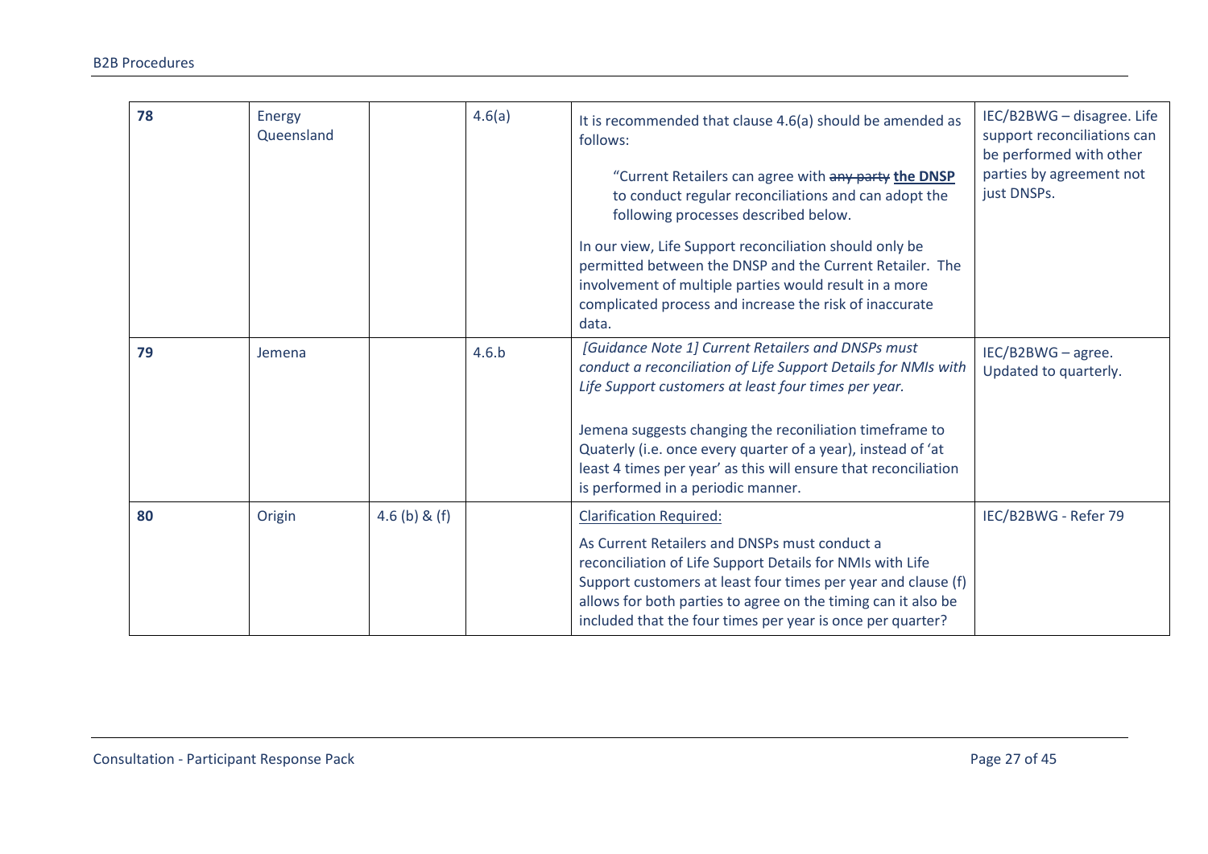| 78 | Energy Queensland | | 4.6(a) | It is recommended that clause 4.6(a) should be amended as follows:<br><br>"Current Retailers can agree with ~~any party~~ **the DNSP** to conduct regular reconciliations and can adopt the following processes described below.<br><br>In our view, Life Support reconciliation should only be permitted between the DNSP and the Current Retailer. The involvement of multiple parties would result in a more complicated process and increase the risk of inaccurate data. | IEC/B2BWG – disagree. Life support reconciliations can be performed with other parties by agreement not just DNSPs. |
|---|---|---|---|---|---|
| 79 | Jemena | | 4.6.b | *[Guidance Note 1] Current Retailers and DNSPs must conduct a reconciliation of Life Support Details for NMIs with Life Support customers at least four times per year.*<br><br>Jemena suggests changing the reconiliation timeframe to Quaterly (i.e. once every quarter of a year), instead of 'at least 4 times per year' as this will ensure that reconciliation is performed in a periodic manner. | IEC/B2BWG – agree. Updated to quarterly. |
| 80 | Origin | 4.6 (b) & (f) | | Clarification Required:<br><br>As Current Retailers and DNSPs must conduct a reconciliation of Life Support Details for NMIs with Life Support customers at least four times per year and clause (f) allows for both parties to agree on the timing can it also be included that the four times per year is once per quarter? | IEC/B2BWG - Refer 79 |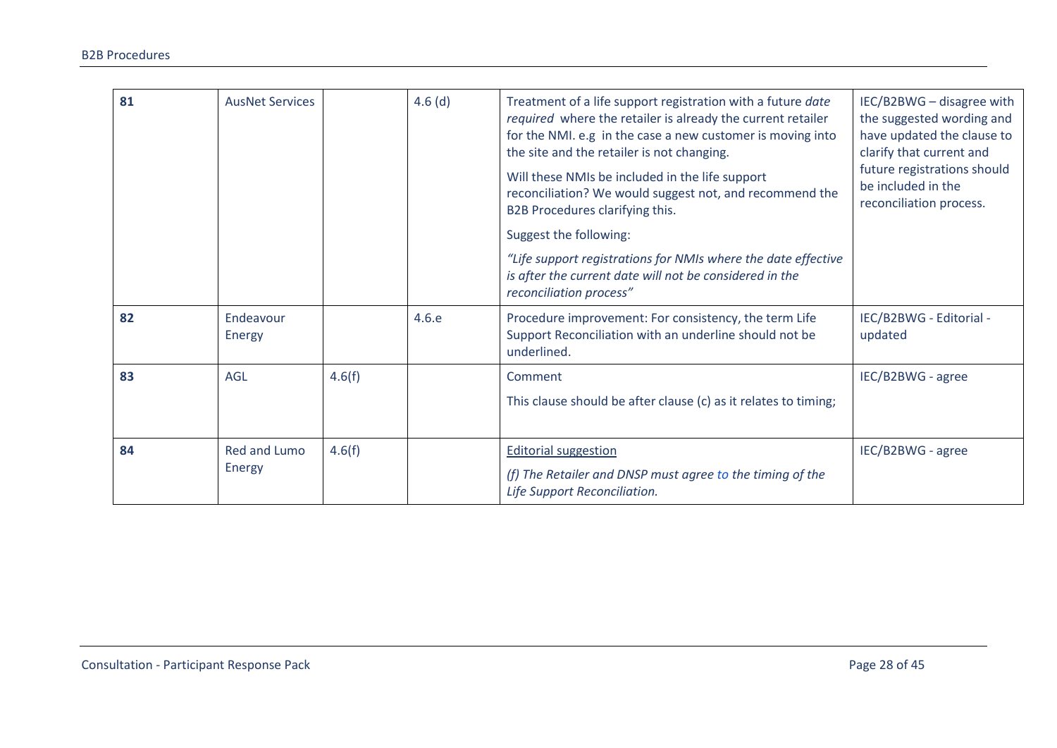| 81 | AusNet Services | | 4.6 (d) | Treatment of a life support registration with a future *date required* where the retailer is already the current retailer for the NMI. e.g in the case a new customer is moving into the site and the retailer is not changing.<br><br>Will these NMIs be included in the life support reconciliation? We would suggest not, and recommend the B2B Procedures clarifying this.<br><br>Suggest the following:<br><br>*"Life support registrations for NMIs where the date effective is after the current date will not be considered in the reconciliation process"* | IEC/B2BWG – disagree with the suggested wording and have updated the clause to clarify that current and future registrations should be included in the reconciliation process. |
|---|---|---|---|---|---|
| 82 | Endeavour Energy | | 4.6.e | Procedure improvement: For consistency, the term Life Support Reconciliation with an underline should not be underlined. | IEC/B2BWG - Editorial - updated |
| 83 | AGL | 4.6(f) | | Comment<br><br>This clause should be after clause (c) as it relates to timing; | IEC/B2BWG - agree |
| 84 | Red and Lumo Energy | 4.6(f) | | Editorial suggestion<br><br>*(f) The Retailer and DNSP must agree to the timing of the Life Support Reconciliation.* | IEC/B2BWG - agree |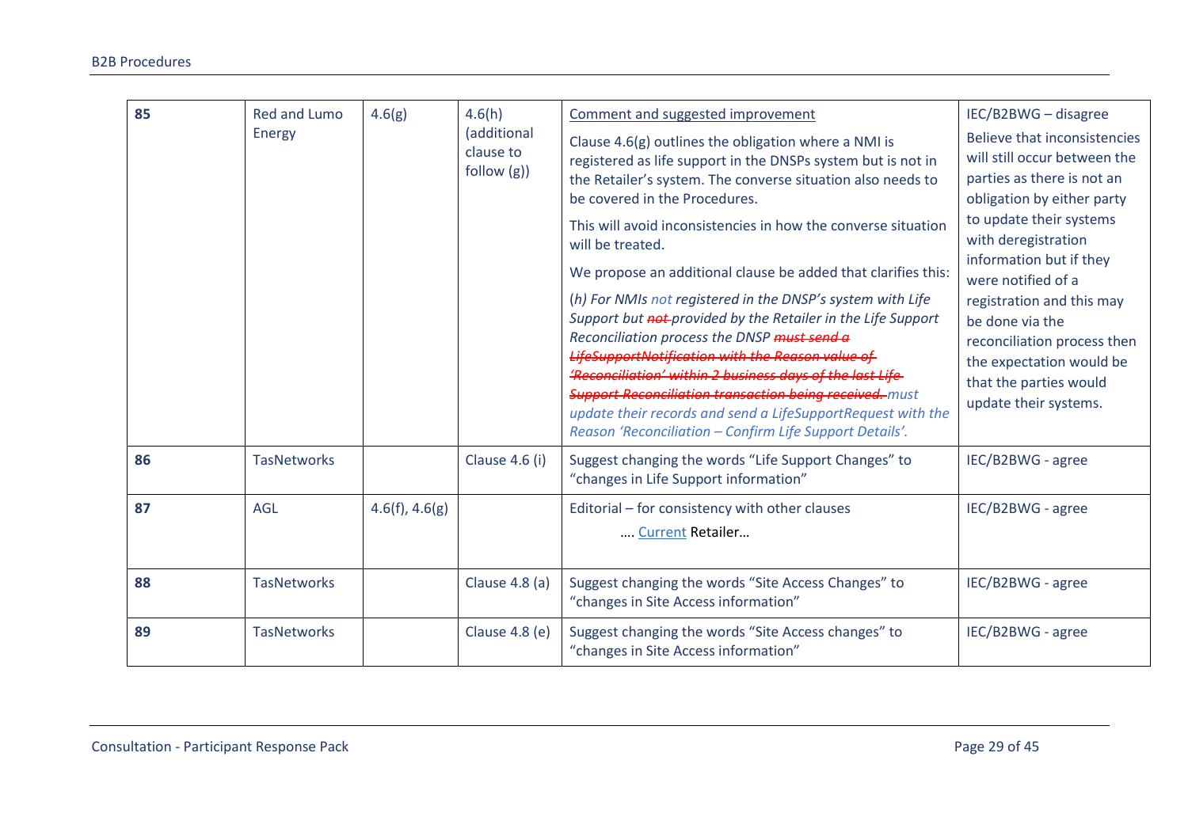| 85 | Red and Lumo Energy | 4.6(g) | 4.6(h) (additional clause to follow (g)) | Comment and suggested improvement<br><br>Clause 4.6(g) outlines the obligation where a NMI is registered as life support in the DNSPs system but is not in the Retailer's system. The converse situation also needs to be covered in the Procedures.<br><br>This will avoid inconsistencies in how the converse situation will be treated.<br><br>We propose an additional clause be added that clarifies this:<br><br>*(h) For NMIs not registered in the DNSP's system with Life Support but ~~not~~ provided by the Retailer in the Life Support Reconciliation process the DNSP ~~must send a LifeSupportNotification with the Reason value of 'Reconciliation' within 2 business days of the last Life Support Reconciliation transaction being received.~~ must update their records and send a LifeSupportRequest with the Reason 'Reconciliation – Confirm Life Support Details'.* | IEC/B2BWG – disagree<br><br>Believe that inconsistencies will still occur between the parties as there is not an obligation by either party to update their systems with deregistration information but if they were notified of a registration and this may be done via the reconciliation process then the expectation would be that the parties would update their systems. |
|---|---|---|---|---|---|
| 86 | TasNetworks | | Clause 4.6 (i) | Suggest changing the words "Life Support Changes" to "changes in Life Support information" | IEC/B2BWG - agree |
| 87 | AGL | 4.6(f), 4.6(g) | | Editorial – for consistency with other clauses<br><br>…. Current Retailer… | IEC/B2BWG - agree |
| 88 | TasNetworks | | Clause 4.8 (a) | Suggest changing the words "Site Access Changes" to "changes in Site Access information" | IEC/B2BWG - agree |
| 89 | TasNetworks | | Clause 4.8 (e) | Suggest changing the words "Site Access changes" to "changes in Site Access information" | IEC/B2BWG - agree |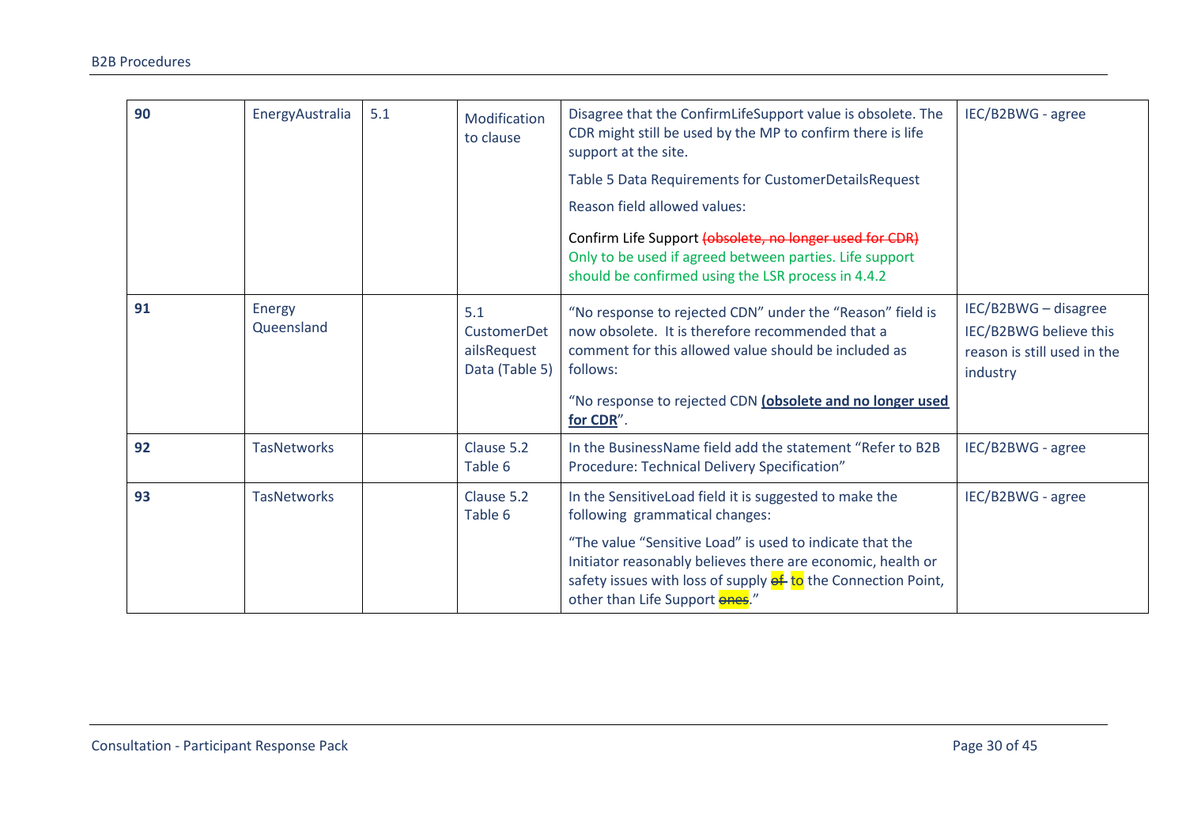| | | | | | |
|---|---|---|---|---|---|
| **90** | EnergyAustralia | 5.1 | Modification to clause | Disagree that the ConfirmLifeSupport value is obsolete. The CDR might still be used by the MP to confirm there is life support at the site.<br><br>Table 5 Data Requirements for CustomerDetailsRequest<br><br>Reason field allowed values:<br><br>Confirm Life Support ~~(obsolete, no longer used for CDR)~~ Only to be used if agreed between parties. Life support should be confirmed using the LSR process in 4.4.2 | IEC/B2BWG - agree |
| **91** | Energy Queensland | | 5.1 CustomerDetailsRequest Data (Table 5) | "No response to rejected CDN" under the "Reason" field is now obsolete. It is therefore recommended that a comment for this allowed value should be included as follows:<br><br>"No response to rejected CDN **(obsolete and no longer used for CDR**". | IEC/B2BWG – disagree<br><br>IEC/B2BWG believe this reason is still used in the industry |
| **92** | TasNetworks | | Clause 5.2 Table 6 | In the BusinessName field add the statement "Refer to B2B Procedure: Technical Delivery Specification" | IEC/B2BWG - agree |
| **93** | TasNetworks | | Clause 5.2 Table 6 | In the SensitiveLoad field it is suggested to make the following grammatical changes:<br><br>"The value "Sensitive Load" is used to indicate that the Initiator reasonably believes there are economic, health or safety issues with loss of supply ~~of~~ to the Connection Point, other than Life Support ~~ones~~." | IEC/B2BWG - agree |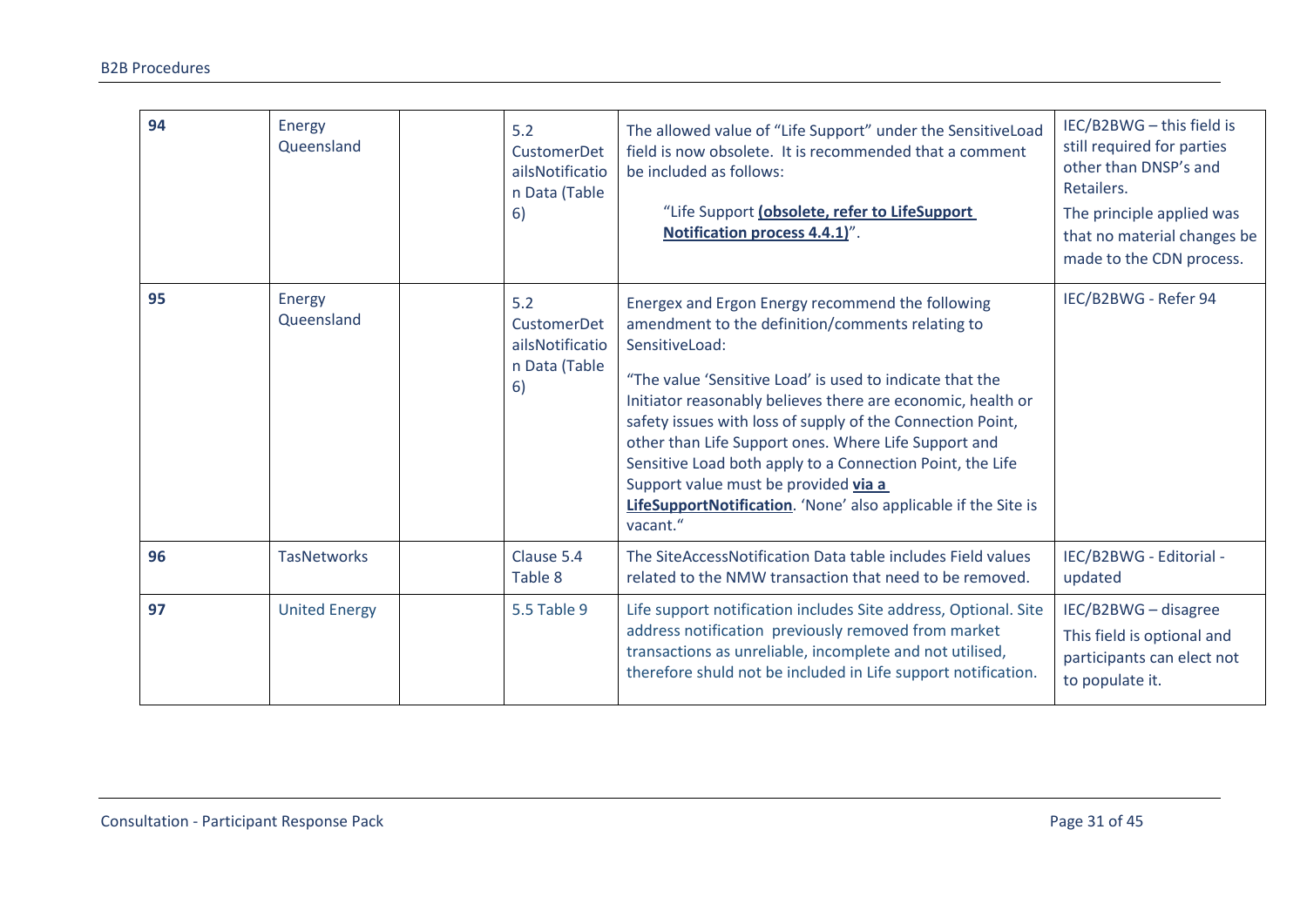| 94 | Energy Queensland | | 5.2 CustomerDetailsNotification Data (Table 6) | The allowed value of "Life Support" under the SensitiveLoad field is now obsolete. It is recommended that a comment be included as follows:<br><br>"Life Support **(obsolete, refer to LifeSupport Notification process 4.4.1)**". | IEC/B2BWG – this field is still required for parties other than DNSP's and Retailers.<br><br>The principle applied was that no material changes be made to the CDN process. |
|---|---|---|---|---|---|
| 95 | Energy Queensland | | 5.2 CustomerDetailsNotification Data (Table 6) | Energex and Ergon Energy recommend the following amendment to the definition/comments relating to SensitiveLoad:<br><br>"The value 'Sensitive Load' is used to indicate that the Initiator reasonably believes there are economic, health or safety issues with loss of supply of the Connection Point, other than Life Support ones. Where Life Support and Sensitive Load both apply to a Connection Point, the Life Support value must be provided **via a LifeSupportNotification**. 'None' also applicable if the Site is vacant." | IEC/B2BWG - Refer 94 |
| 96 | TasNetworks | | Clause 5.4 Table 8 | The SiteAccessNotification Data table includes Field values related to the NMW transaction that need to be removed. | IEC/B2BWG - Editorial - updated |
| 97 | United Energy | | 5.5 Table 9 | Life support notification includes Site address, Optional. Site address notification previously removed from market transactions as unreliable, incomplete and not utilised, therefore shuld not be included in Life support notification. | IEC/B2BWG – disagree<br><br>This field is optional and participants can elect not to populate it. |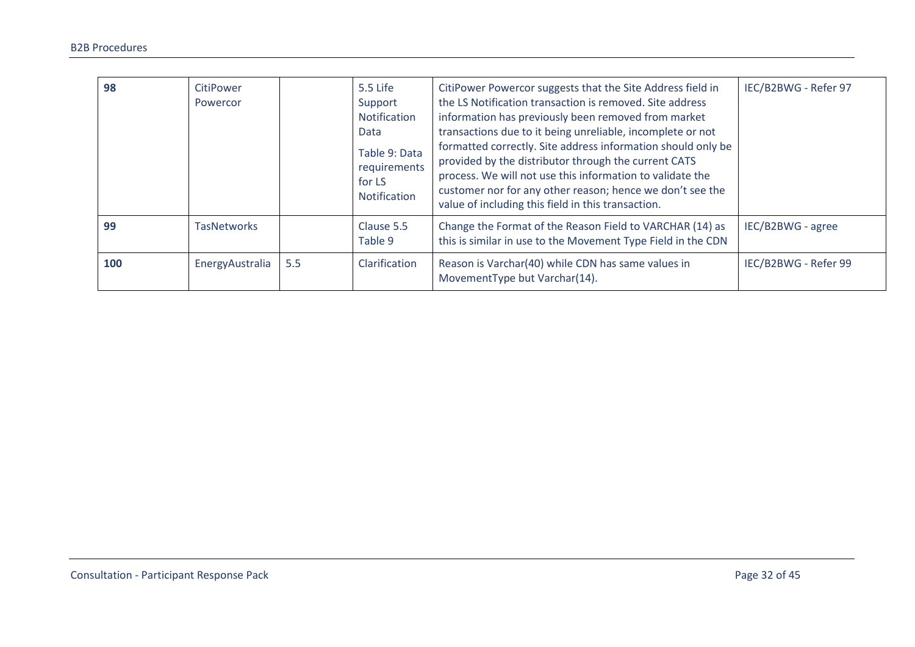| **98** | CitiPower Powercor | | 5.5 Life Support Notification Data<br><br>Table 9: Data requirements for LS Notification | CitiPower Powercor suggests that the Site Address field in the LS Notification transaction is removed. Site address information has previously been removed from market transactions due to it being unreliable, incomplete or not formatted correctly. Site address information should only be provided by the distributor through the current CATS process. We will not use this information to validate the customer nor for any other reason; hence we don't see the value of including this field in this transaction. | IEC/B2BWG - Refer 97 |
|---|---|---|---|---|---|
| **99** | TasNetworks | | Clause 5.5 Table 9 | Change the Format of the Reason Field to VARCHAR (14) as this is similar in use to the Movement Type Field in the CDN | IEC/B2BWG - agree |
| **100** | EnergyAustralia | 5.5 | Clarification | Reason is Varchar(40) while CDN has same values in MovementType but Varchar(14). | IEC/B2BWG - Refer 99 |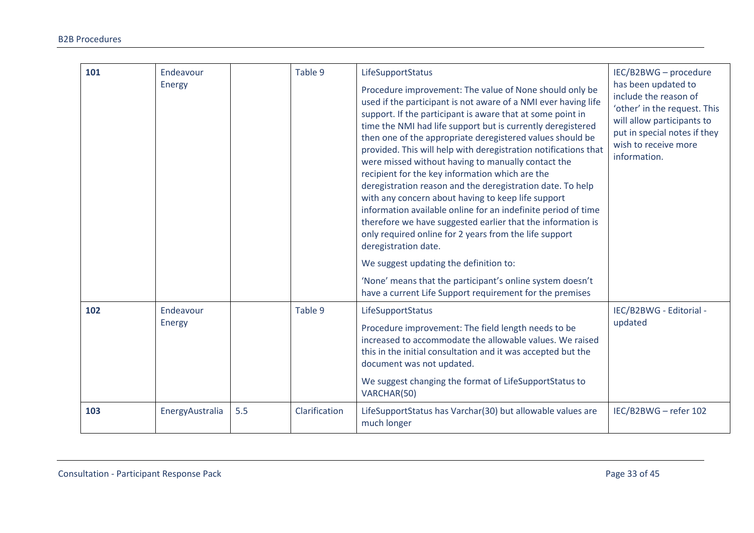| 101 | Endeavour Energy | | Table 9 | LifeSupportStatus<br><br>Procedure improvement: The value of None should only be used if the participant is not aware of a NMI ever having life support. If the participant is aware that at some point in time the NMI had life support but is currently deregistered then one of the appropriate deregistered values should be provided. This will help with deregistration notifications that were missed without having to manually contact the recipient for the key information which are the deregistration reason and the deregistration date. To help with any concern about having to keep life support information available online for an indefinite period of time therefore we have suggested earlier that the information is only required online for 2 years from the life support deregistration date.<br><br>We suggest updating the definition to:<br><br>'None' means that the participant's online system doesn't have a current Life Support requirement for the premises | IEC/B2BWG – procedure has been updated to include the reason of 'other' in the request. This will allow participants to put in special notes if they wish to receive more information. |
|---|---|---|---|---|---|
| 102 | Endeavour Energy | | Table 9 | LifeSupportStatus<br><br>Procedure improvement: The field length needs to be increased to accommodate the allowable values. We raised this in the initial consultation and it was accepted but the document was not updated.<br><br>We suggest changing the format of LifeSupportStatus to VARCHAR(50) | IEC/B2BWG - Editorial - updated |
| 103 | EnergyAustralia | 5.5 | Clarification | LifeSupportStatus has Varchar(30) but allowable values are much longer | IEC/B2BWG – refer 102 |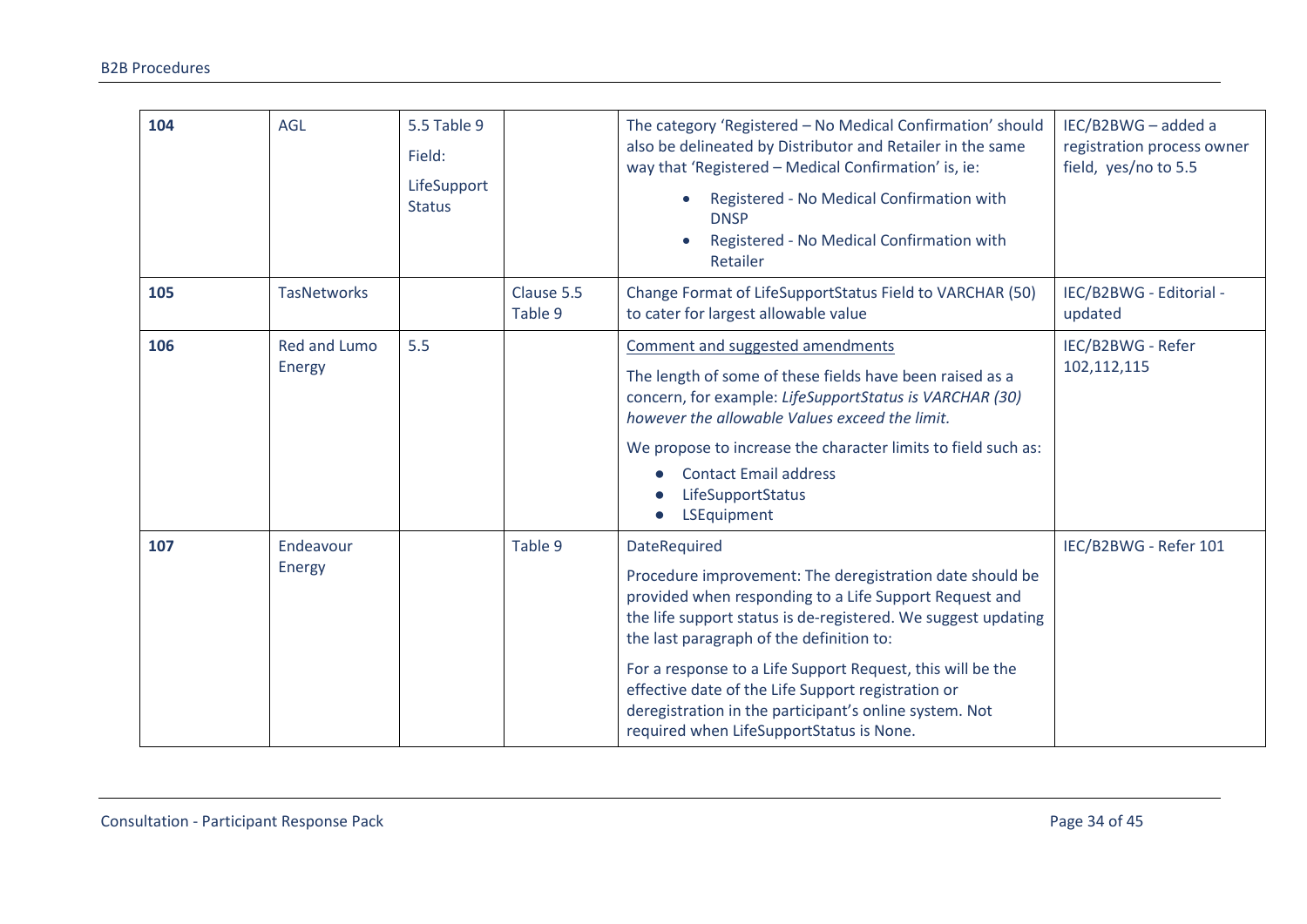| | | | | | |
|---|---|---|---|---|---|
| **104** | AGL | 5.5 Table 9<br>Field:<br>LifeSupport Status | | The category 'Registered – No Medical Confirmation' should also be delineated by Distributor and Retailer in the same way that 'Registered – Medical Confirmation' is, ie:<br>• Registered - No Medical Confirmation with DNSP<br>• Registered - No Medical Confirmation with Retailer | IEC/B2BWG – added a registration process owner field, yes/no to 5.5 |
| **105** | TasNetworks | | Clause 5.5 Table 9 | Change Format of LifeSupportStatus Field to VARCHAR (50) to cater for largest allowable value | IEC/B2BWG - Editorial - updated |
| **106** | Red and Lumo Energy | 5.5 | | Comment and suggested amendments<br>The length of some of these fields have been raised as a concern, for example: *LifeSupportStatus is VARCHAR (30) however the allowable Values exceed the limit.*<br>We propose to increase the character limits to field such as:<br>• Contact Email address<br>• LifeSupportStatus<br>• LSEquipment | IEC/B2BWG - Refer 102,112,115 |
| **107** | Endeavour Energy | | Table 9 | DateRequired<br>Procedure improvement: The deregistration date should be provided when responding to a Life Support Request and the life support status is de-registered. We suggest updating the last paragraph of the definition to:<br>For a response to a Life Support Request, this will be the effective date of the Life Support registration or deregistration in the participant's online system. Not required when LifeSupportStatus is None. | IEC/B2BWG - Refer 101 |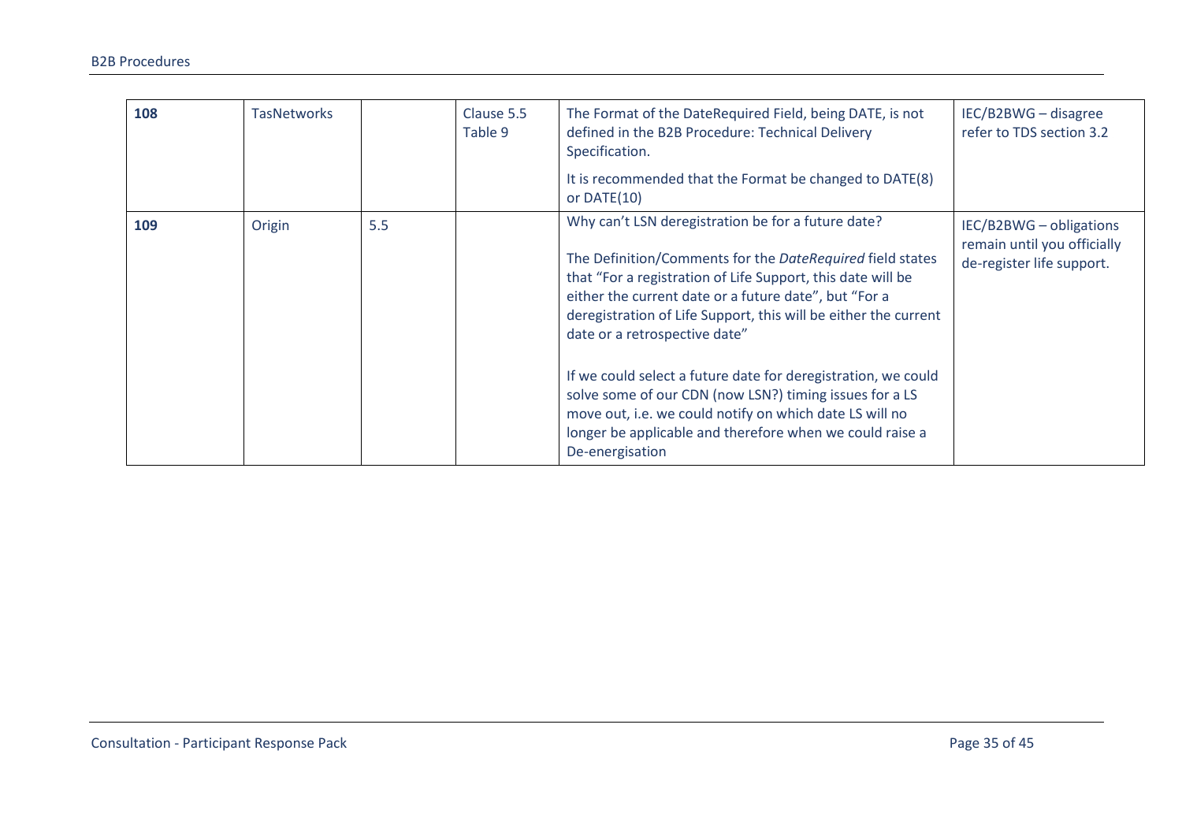| | | | | | |
|---|---|---|---|---|---|
| **108** | TasNetworks | | Clause 5.5 Table 9 | The Format of the DateRequired Field, being DATE, is not defined in the B2B Procedure: Technical Delivery Specification.<br><br>It is recommended that the Format be changed to DATE(8) or DATE(10) | IEC/B2BWG – disagree refer to TDS section 3.2 |
| **109** | Origin | 5.5 | | Why can't LSN deregistration be for a future date?<br><br>The Definition/Comments for the *DateRequired* field states that "For a registration of Life Support, this date will be either the current date or a future date", but "For a deregistration of Life Support, this will be either the current date or a retrospective date"<br><br>If we could select a future date for deregistration, we could solve some of our CDN (now LSN?) timing issues for a LS move out, i.e. we could notify on which date LS will no longer be applicable and therefore when we could raise a De-energisation | IEC/B2BWG – obligations remain until you officially de-register life support. |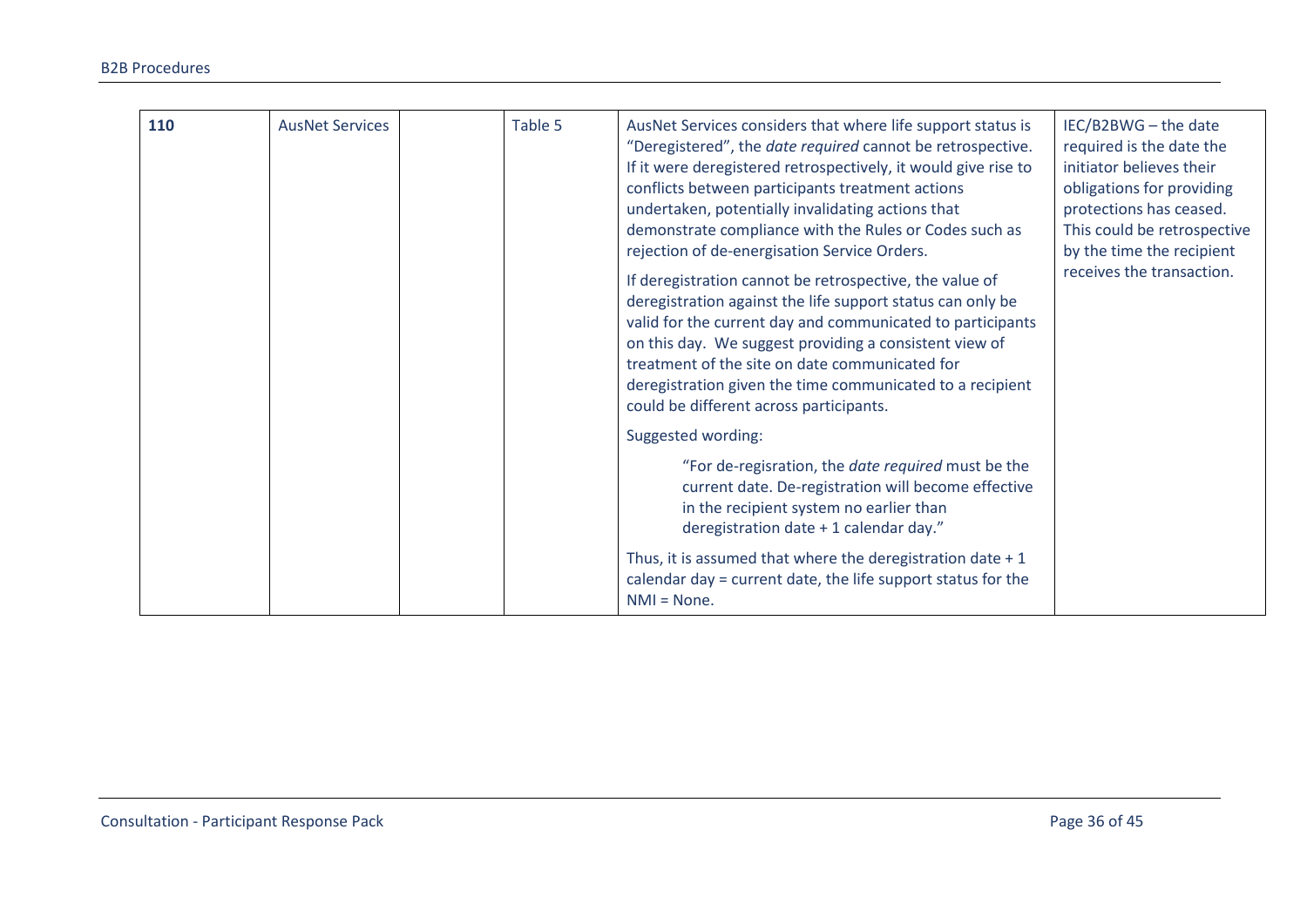| 110 | AusNet Services | | Table 5 | AusNet Services considers that where life support status is “Deregistered”, the *date required* cannot be retrospective. If it were deregistered retrospectively, it would give rise to conflicts between participants treatment actions undertaken, potentially invalidating actions that demonstrate compliance with the Rules or Codes such as rejection of de-energisation Service Orders.<br><br>If deregistration cannot be retrospective, the value of deregistration against the life support status can only be valid for the current day and communicated to participants on this day. We suggest providing a consistent view of treatment of the site on date communicated for deregistration given the time communicated to a recipient could be different across participants.<br><br>Suggested wording:<br><br>“For de-regisration, the *date required* must be the current date. De-registration will become effective in the recipient system no earlier than deregistration date + 1 calendar day.”<br><br>Thus, it is assumed that where the deregistration date + 1 calendar day = current date, the life support status for the NMI = None. | IEC/B2BWG – the date required is the date the initiator believes their obligations for providing protections has ceased. This could be retrospective by the time the recipient receives the transaction. |
|---|---|---|---|---|---|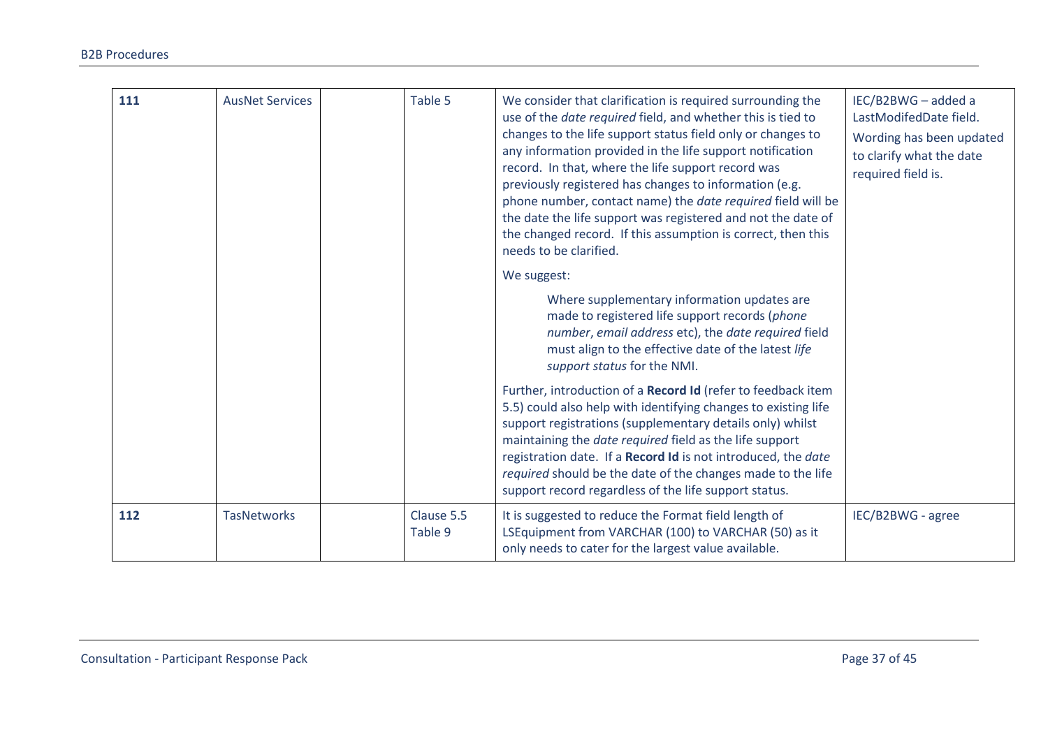| | | | | | |
|---|---|---|---|---|---|
| **111** | AusNet Services | | Table 5 | We consider that clarification is required surrounding the use of the *date required* field, and whether this is tied to changes to the life support status field only or changes to any information provided in the life support notification record. In that, where the life support record was previously registered has changes to information (e.g. phone number, contact name) the *date required* field will be the date the life support was registered and not the date of the changed record. If this assumption is correct, then this needs to be clarified.<br><br>We suggest:<br><br>Where supplementary information updates are made to registered life support records (*phone number*, *email address* etc), the *date required* field must align to the effective date of the latest *life support status* for the NMI.<br><br>Further, introduction of a **Record Id** (refer to feedback item 5.5) could also help with identifying changes to existing life support registrations (supplementary details only) whilst maintaining the *date required* field as the life support registration date. If a **Record Id** is not introduced, the *date required* should be the date of the changes made to the life support record regardless of the life support status. | IEC/B2BWG – added a LastModifedDate field.<br><br>Wording has been updated to clarify what the date required field is. |
| **112** | TasNetworks | | Clause 5.5 Table 9 | It is suggested to reduce the Format field length of LSEquipment from VARCHAR (100) to VARCHAR (50) as it only needs to cater for the largest value available. | IEC/B2BWG - agree |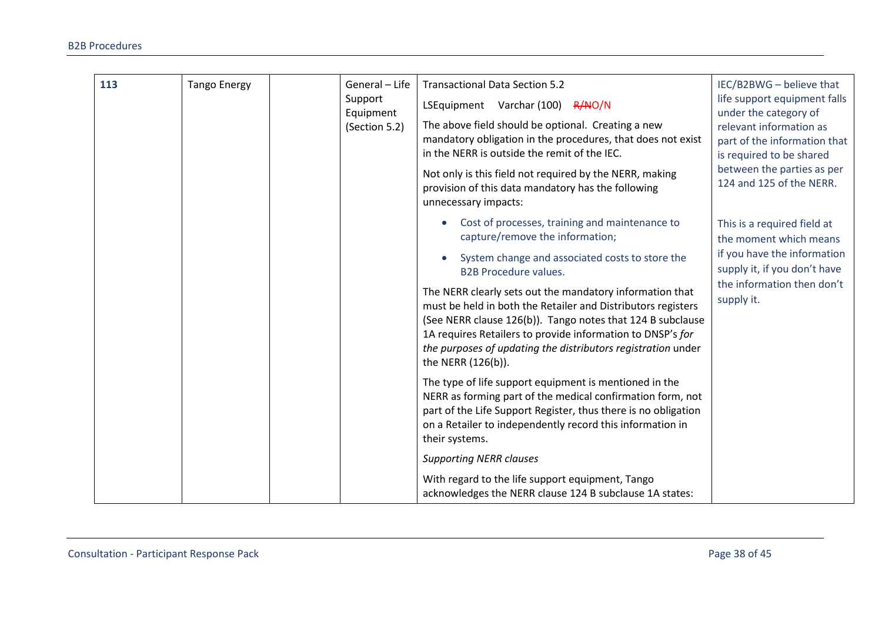| 113 | Tango Energy | | General – Life Support Equipment (Section 5.2) | Transactional Data Section 5.2<br><br>LSEquipment Varchar (100) ~~R/N~~O/N<br><br>The above field should be optional. Creating a new mandatory obligation in the procedures, that does not exist in the NERR is outside the remit of the IEC.<br><br>Not only is this field not required by the NERR, making provision of this data mandatory has the following unnecessary impacts:<br><br>• Cost of processes, training and maintenance to capture/remove the information;<br>• System change and associated costs to store the B2B Procedure values.<br><br>The NERR clearly sets out the mandatory information that must be held in both the Retailer and Distributors registers (See NERR clause 126(b)). Tango notes that 124 B subclause 1A requires Retailers to provide information to DNSP's *for the purposes of updating the distributors registration* under the NERR (126(b)).<br><br>The type of life support equipment is mentioned in the NERR as forming part of the medical confirmation form, not part of the Life Support Register, thus there is no obligation on a Retailer to independently record this information in their systems.<br><br>*Supporting NERR clauses*<br><br>With regard to the life support equipment, Tango acknowledges the NERR clause 124 B subclause 1A states: | IEC/B2BWG – believe that life support equipment falls under the category of relevant information as part of the information that is required to be shared between the parties as per 124 and 125 of the NERR.<br><br>This is a required field at the moment which means if you have the information supply it, if you don't have the information then don't supply it. |
|---|---|---|---|---|---|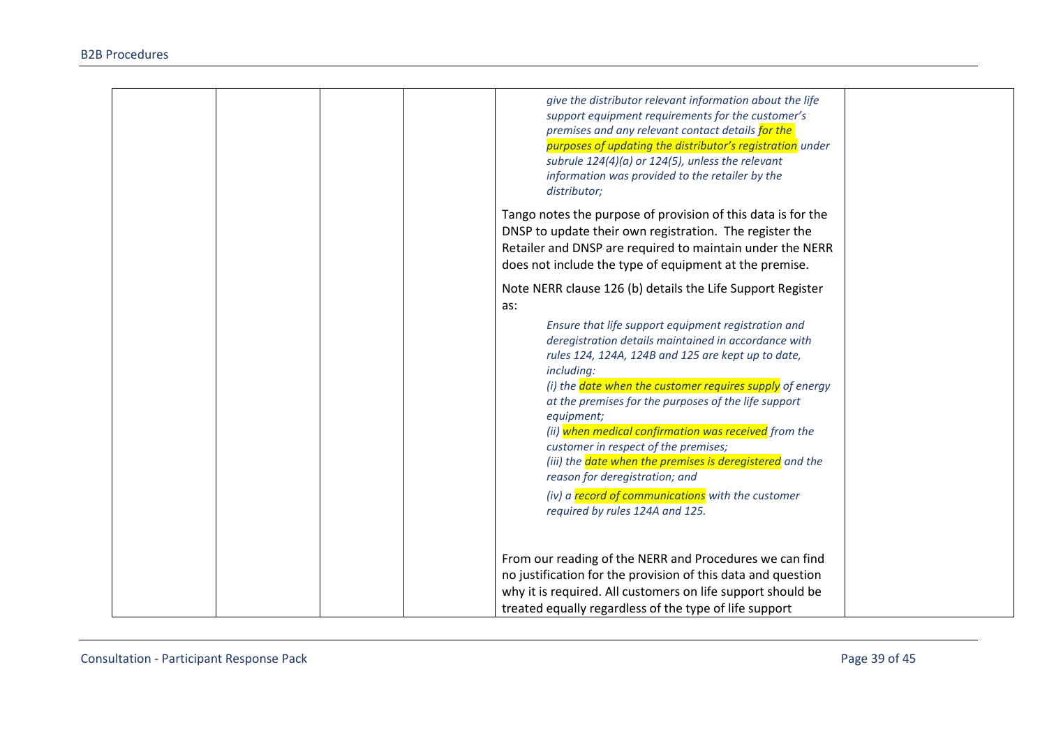| | | | | | |
|---|---|---|---|---|---|
| | | | | *give the distributor relevant information about the life support equipment requirements for the customer's premises and any relevant contact details for the purposes of updating the distributor's registration under subrule 124(4)(a) or 124(5), unless the relevant information was provided to the retailer by the distributor;*<br><br>Tango notes the purpose of provision of this data is for the DNSP to update their own registration. The register the Retailer and DNSP are required to maintain under the NERR does not include the type of equipment at the premise.<br><br>Note NERR clause 126 (b) details the Life Support Register as:<br><br>*Ensure that life support equipment registration and deregistration details maintained in accordance with rules 124, 124A, 124B and 125 are kept up to date, including:*<br>*(i) the date when the customer requires supply of energy at the premises for the purposes of the life support equipment;*<br>*(ii) when medical confirmation was received from the customer in respect of the premises;*<br>*(iii) the date when the premises is deregistered and the reason for deregistration; and*<br>*(iv) a record of communications with the customer required by rules 124A and 125.*<br><br>From our reading of the NERR and Procedures we can find no justification for the provision of this data and question why it is required. All customers on life support should be treated equally regardless of the type of life support | |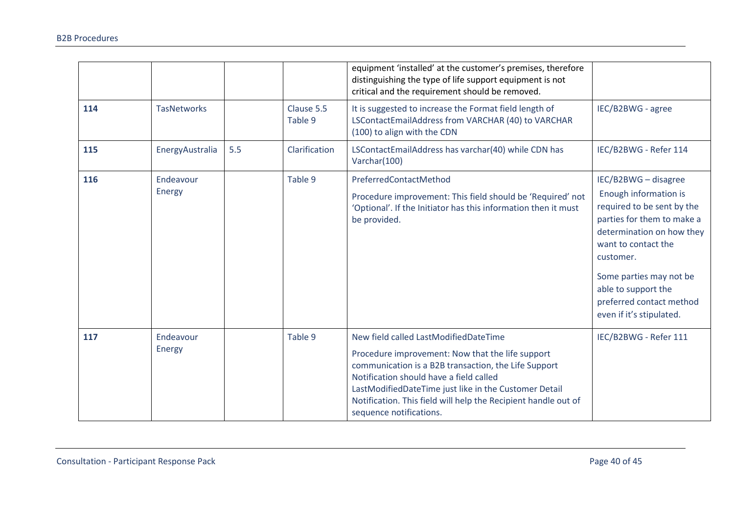| | | | | equipment 'installed' at the customer's premises, therefore distinguishing the type of life support equipment is not critical and the requirement should be removed. | |
|---|---|---|---|---|---|
| **114** | TasNetworks | | Clause 5.5 Table 9 | It is suggested to increase the Format field length of LSContactEmailAddress from VARCHAR (40) to VARCHAR (100) to align with the CDN | IEC/B2BWG - agree |
| **115** | EnergyAustralia | 5.5 | Clarification | LSContactEmailAddress has varchar(40) while CDN has Varchar(100) | IEC/B2BWG - Refer 114 |
| **116** | Endeavour Energy | | Table 9 | PreferredContactMethod<br><br>Procedure improvement: This field should be 'Required' not 'Optional'. If the Initiator has this information then it must be provided. | IEC/B2BWG – disagree<br>Enough information is required to be sent by the parties for them to make a determination on how they want to contact the customer.<br><br>Some parties may not be able to support the preferred contact method even if it's stipulated. |
| **117** | Endeavour Energy | | Table 9 | New field called LastModifiedDateTime<br><br>Procedure improvement: Now that the life support communication is a B2B transaction, the Life Support Notification should have a field called LastModifiedDateTime just like in the Customer Detail Notification. This field will help the Recipient handle out of sequence notifications. | IEC/B2BWG - Refer 111 |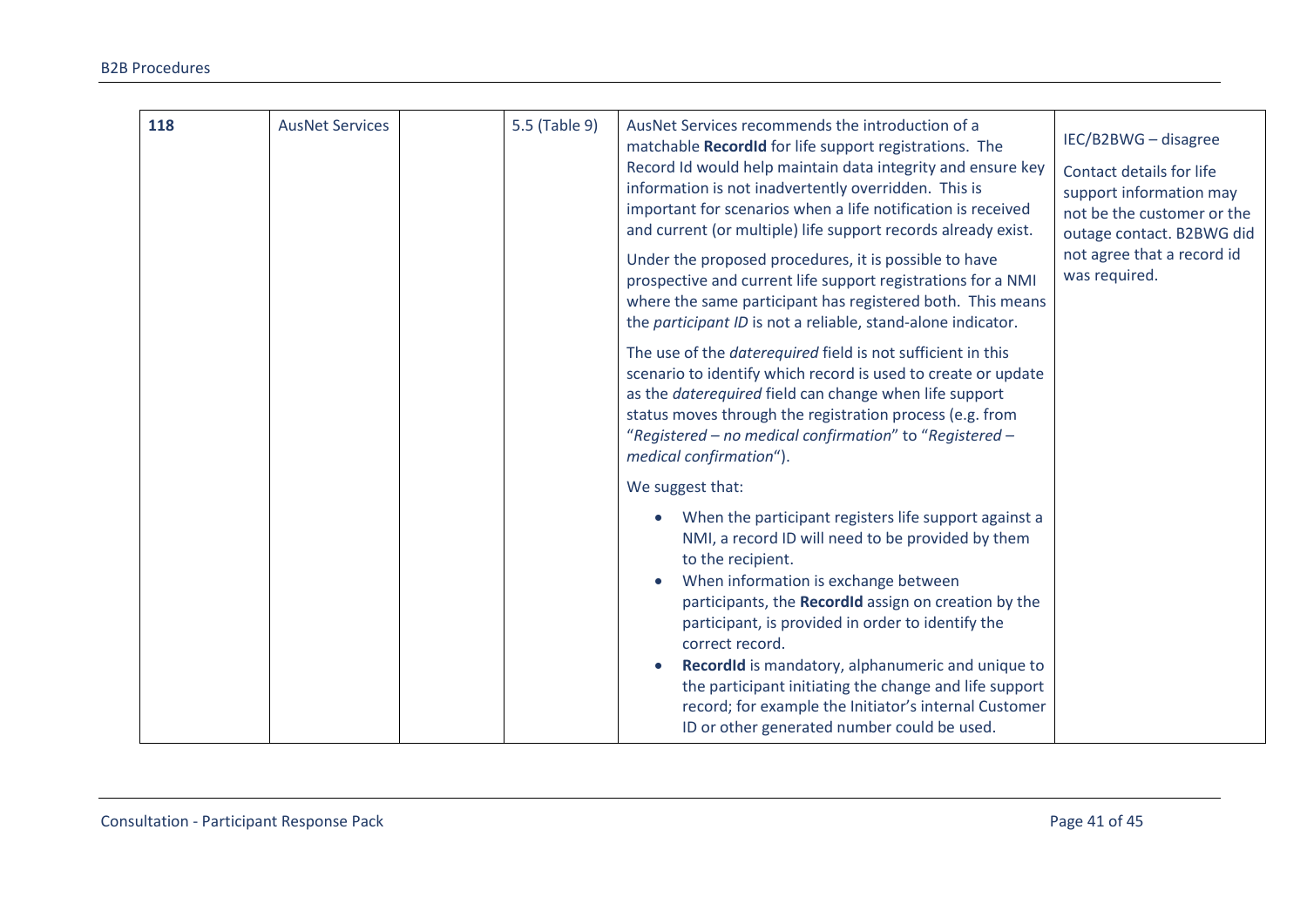| 118 | AusNet Services | | 5.5 (Table 9) | AusNet Services recommends the introduction of a matchable **RecordId** for life support registrations. The Record Id would help maintain data integrity and ensure key information is not inadvertently overridden. This is important for scenarios when a life notification is received and current (or multiple) life support records already exist.<br><br>Under the proposed procedures, it is possible to have prospective and current life support registrations for a NMI where the same participant has registered both. This means the *participant ID* is not a reliable, stand-alone indicator.<br><br>The use of the *daterequired* field is not sufficient in this scenario to identify which record is used to create or update as the *daterequired* field can change when life support status moves through the registration process (e.g. from "*Registered – no medical confirmation*" to "*Registered – medical confirmation*").<br><br>We suggest that:<br><br>• When the participant registers life support against a NMI, a record ID will need to be provided by them to the recipient.<br>• When information is exchange between participants, the **RecordId** assign on creation by the participant, is provided in order to identify the correct record.<br>• **RecordId** is mandatory, alphanumeric and unique to the participant initiating the change and life support record; for example the Initiator's internal Customer ID or other generated number could be used. | IEC/B2BWG – disagree<br><br>Contact details for life support information may not be the customer or the outage contact. B2BWG did not agree that a record id was required. |
|---|---|---|---|---|---|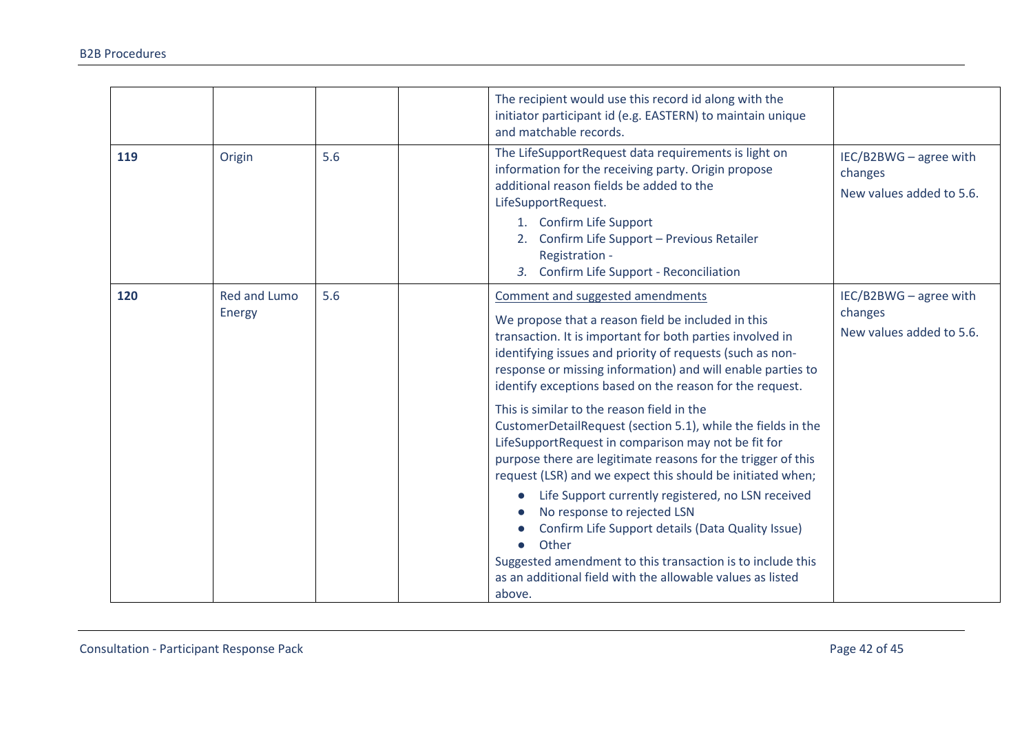| | | | | | |
|---|---|---|---|---|---|
| | | | | The recipient would use this record id along with the initiator participant id (e.g. EASTERN) to maintain unique and matchable records. | |
| **119** | Origin | 5.6 | | The LifeSupportRequest data requirements is light on information for the receiving party. Origin propose additional reason fields be added to the LifeSupportRequest.<br>1. Confirm Life Support<br>2. Confirm Life Support – Previous Retailer Registration -<br>*3.* Confirm Life Support - Reconciliation | IEC/B2BWG – agree with changes<br>New values added to 5.6. |
| **120** | Red and Lumo Energy | 5.6 | | Comment and suggested amendments<br>We propose that a reason field be included in this transaction. It is important for both parties involved in identifying issues and priority of requests (such as non-response or missing information) and will enable parties to identify exceptions based on the reason for the request.<br>This is similar to the reason field in the CustomerDetailRequest (section 5.1), while the fields in the LifeSupportRequest in comparison may not be fit for purpose there are legitimate reasons for the trigger of this request (LSR) and we expect this should be initiated when;<br>● Life Support currently registered, no LSN received<br>● No response to rejected LSN<br>● Confirm Life Support details (Data Quality Issue)<br>● Other<br>Suggested amendment to this transaction is to include this as an additional field with the allowable values as listed above. | IEC/B2BWG – agree with changes<br>New values added to 5.6. |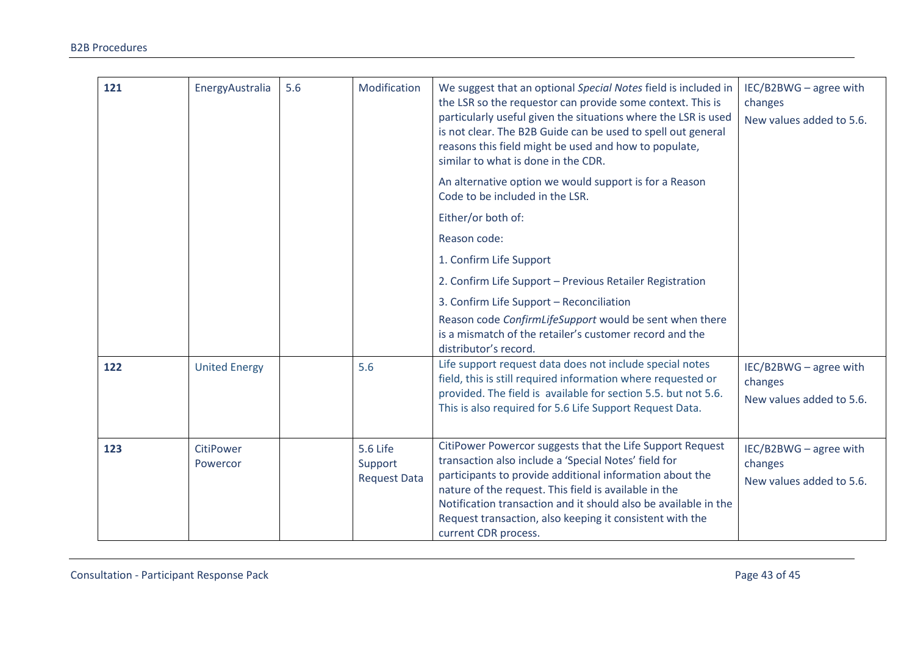| | | | | | |
|---|---|---|---|---|---|
| **121** | EnergyAustralia | 5.6 | Modification | We suggest that an optional *Special Notes* field is included in the LSR so the requestor can provide some context. This is particularly useful given the situations where the LSR is used is not clear. The B2B Guide can be used to spell out general reasons this field might be used and how to populate, similar to what is done in the CDR.<br><br>An alternative option we would support is for a Reason Code to be included in the LSR.<br><br>Either/or both of:<br><br>Reason code:<br><br>1. Confirm Life Support<br><br>2. Confirm Life Support – Previous Retailer Registration<br><br>3. Confirm Life Support – Reconciliation<br><br>Reason code *ConfirmLifeSupport* would be sent when there is a mismatch of the retailer's customer record and the distributor's record. | IEC/B2BWG – agree with changes<br><br>New values added to 5.6. |
| **122** | United Energy | | 5.6 | Life support request data does not include special notes field, this is still required information where requested or provided. The field is available for section 5.5. but not 5.6. This is also required for 5.6 Life Support Request Data. | IEC/B2BWG – agree with changes<br><br>New values added to 5.6. |
| **123** | CitiPower Powercor | | 5.6 Life Support Request Data | CitiPower Powercor suggests that the Life Support Request transaction also include a 'Special Notes' field for participants to provide additional information about the nature of the request. This field is available in the Notification transaction and it should also be available in the Request transaction, also keeping it consistent with the current CDR process. | IEC/B2BWG – agree with changes<br><br>New values added to 5.6. |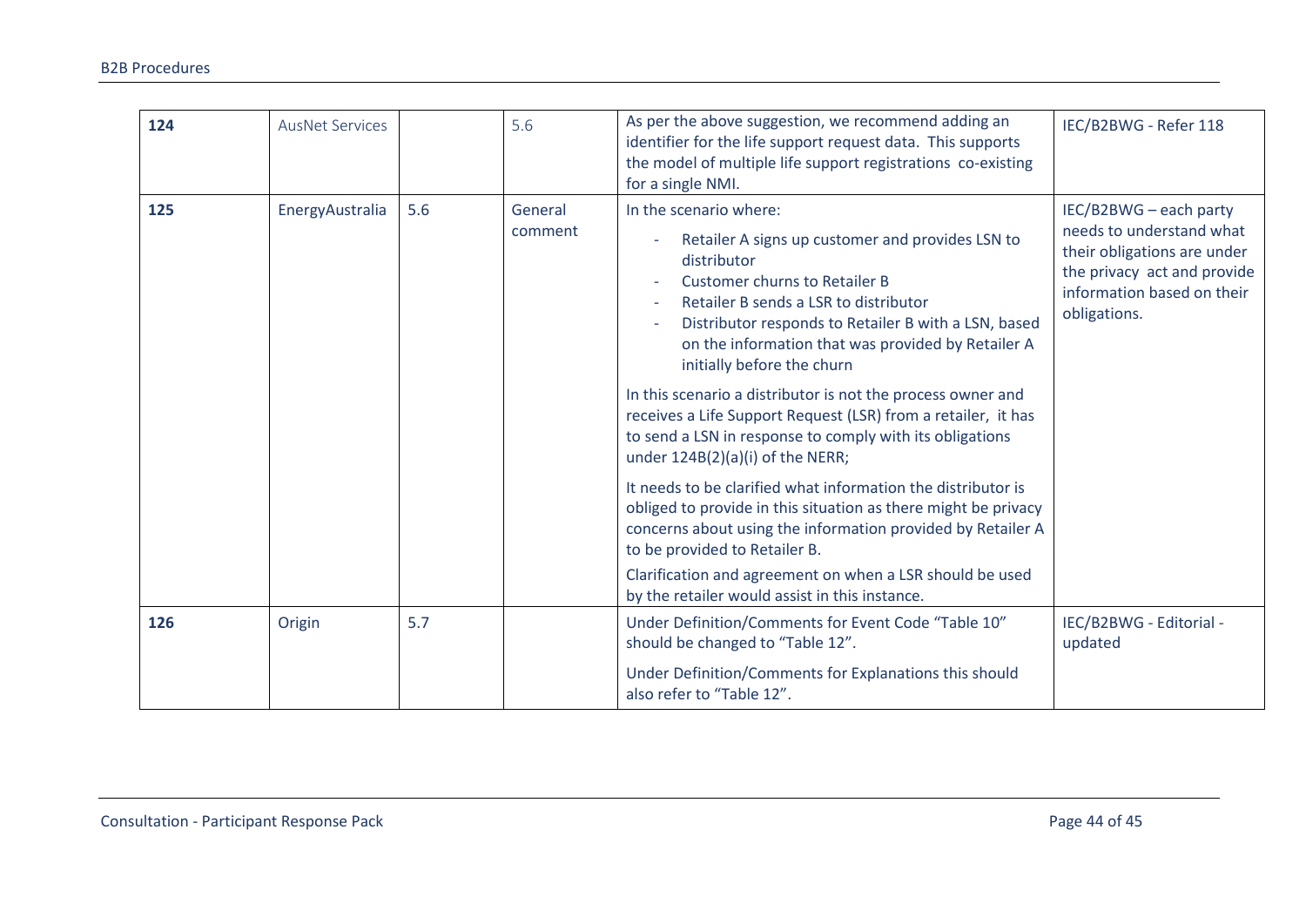| 124 | AusNet Services | | 5.6 | As per the above suggestion, we recommend adding an identifier for the life support request data. This supports the model of multiple life support registrations co-existing for a single NMI. | IEC/B2BWG - Refer 118 |
|---|---|---|---|---|---|
| **125** | EnergyAustralia | 5.6 | General comment | In the scenario where:<br>- Retailer A signs up customer and provides LSN to distributor<br>- Customer churns to Retailer B<br>- Retailer B sends a LSR to distributor<br>- Distributor responds to Retailer B with a LSN, based on the information that was provided by Retailer A initially before the churn<br><br>In this scenario a distributor is not the process owner and receives a Life Support Request (LSR) from a retailer, it has to send a LSN in response to comply with its obligations under 124B(2)(a)(i) of the NERR;<br><br>It needs to be clarified what information the distributor is obliged to provide in this situation as there might be privacy concerns about using the information provided by Retailer A to be provided to Retailer B.<br><br>Clarification and agreement on when a LSR should be used by the retailer would assist in this instance. | IEC/B2BWG – each party needs to understand what their obligations are under the privacy act and provide information based on their obligations. |
| **126** | Origin | 5.7 | | Under Definition/Comments for Event Code "Table 10" should be changed to "Table 12".<br><br>Under Definition/Comments for Explanations this should also refer to "Table 12". | IEC/B2BWG - Editorial - updated |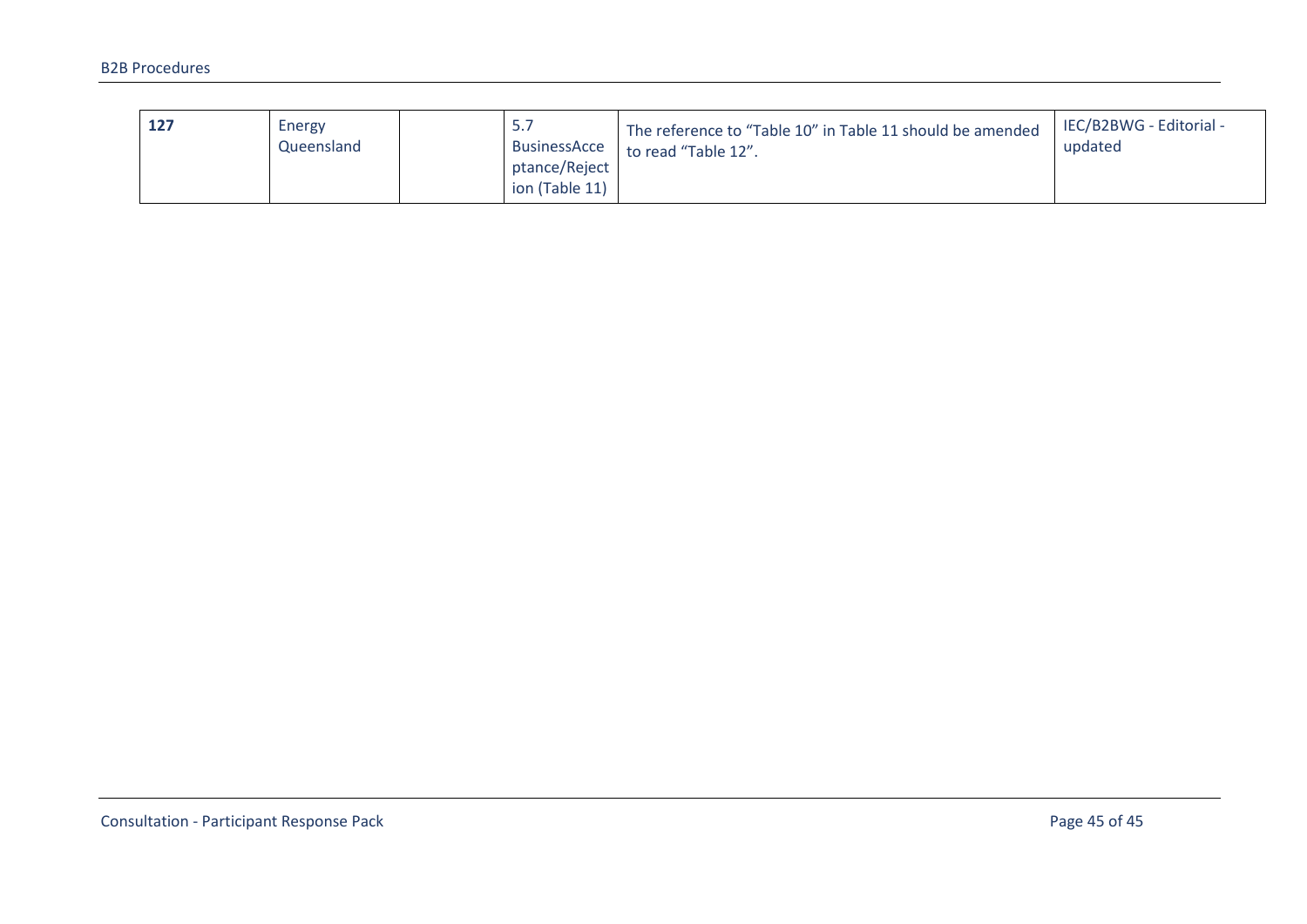| | | | | | |
|---|---|---|---|---|---|
| **127** | Energy Queensland | | 5.7 BusinessAcceptance/Rejection (Table 11) | The reference to "Table 10" in Table 11 should be amended to read "Table 12". | IEC/B2BWG - Editorial - updated |